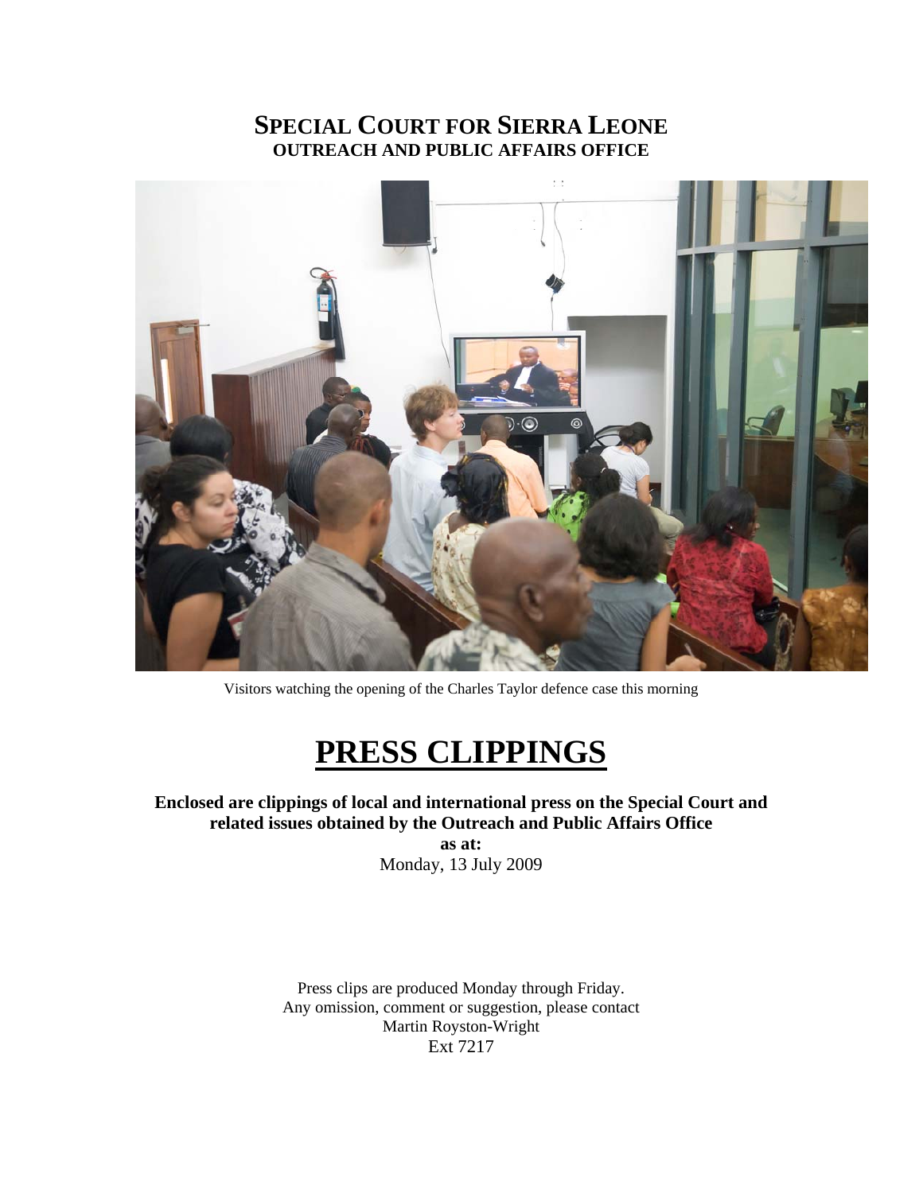# SPECIAL COURT FOR SIERRA LEONE
## OUTREACH AND PUBLIC AFFAIRS OFFICE

Visitors watching the opening of the Charles Taylor defence case this morning

# PRESS CLIPPINGS

**Enclosed are clippings of local and international press on the Special Court and related issues obtained by the Outreach and Public Affairs Office**

**as at:**

Monday, 13 July 2009

Press clips are produced Monday through Friday.
Any omission, comment or suggestion, please contact
Martin Royston-Wright
Ext 7217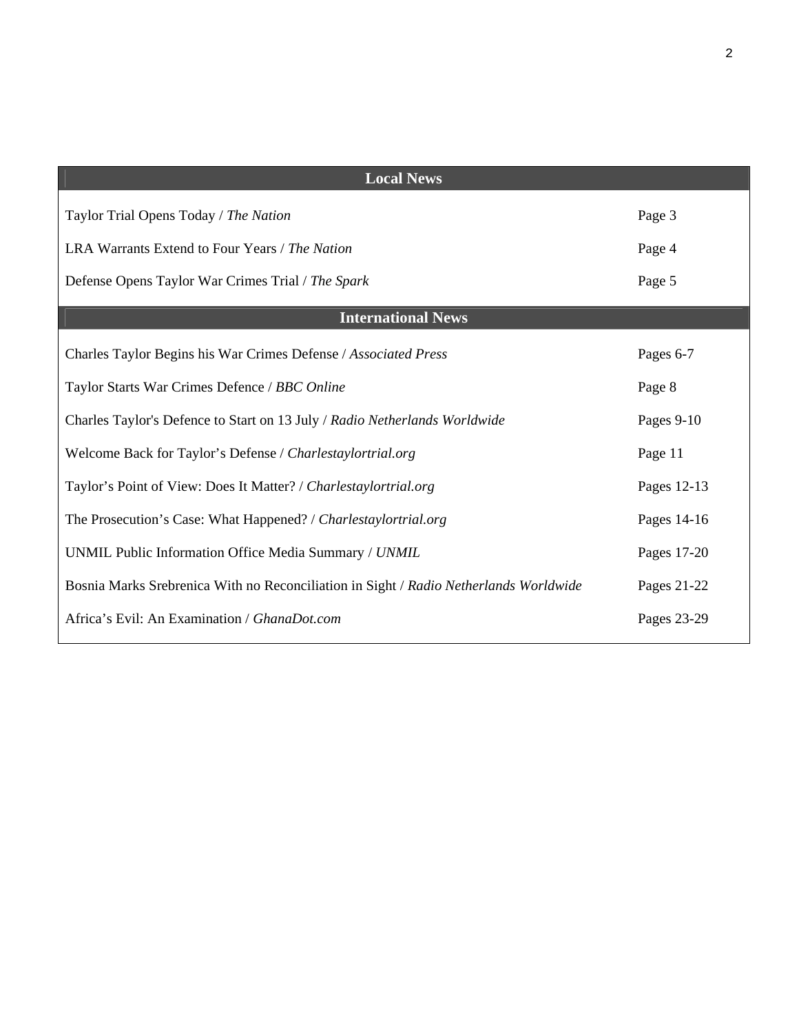| Local News | |
|---|---|
| Taylor Trial Opens Today / *The Nation* | Page 3 |
| LRA Warrants Extend to Four Years / *The Nation* | Page 4 |
| Defense Opens Taylor War Crimes Trial / *The Spark* | Page 5 |
| **International News** | |
| Charles Taylor Begins his War Crimes Defense / *Associated Press* | Pages 6-7 |
| Taylor Starts War Crimes Defence / *BBC Online* | Page 8 |
| Charles Taylor's Defence to Start on 13 July / *Radio Netherlands Worldwide* | Pages 9-10 |
| Welcome Back for Taylor's Defense / *Charlestaylortrial.org* | Page 11 |
| Taylor's Point of View: Does It Matter? / *Charlestaylortrial.org* | Pages 12-13 |
| The Prosecution's Case: What Happened? / *Charlestaylortrial.org* | Pages 14-16 |
| UNMIL Public Information Office Media Summary / *UNMIL* | Pages 17-20 |
| Bosnia Marks Srebrenica With no Reconciliation in Sight / *Radio Netherlands Worldwide* | Pages 21-22 |
| Africa's Evil: An Examination / *GhanaDot.com* | Pages 23-29 |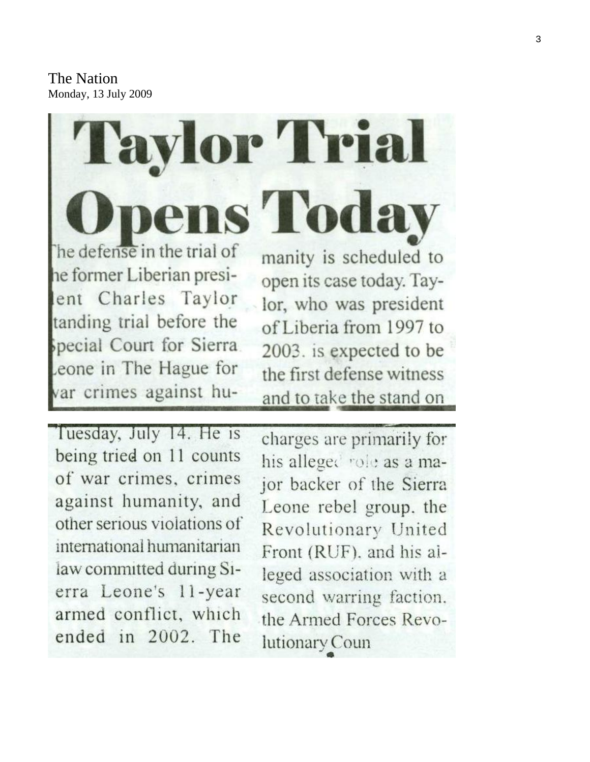The Nation
Monday, 13 July 2009

# Taylor Trial Opens Today

The defense in the trial of the former Liberian president Charles Taylor standing trial before the Special Court for Sierra Leone in The Hague for war crimes against humanity is scheduled to open its case today. Taylor, who was president of Liberia from 1997 to 2003. is expected to be the first defense witness and to take the stand on Tuesday, July 14. He is being tried on 11 counts of war crimes, crimes against humanity, and other serious violations of international humanitarian law committed during Sierra Leone's 11-year armed conflict, which ended in 2002. The charges are primarily for his alleged role as a major backer of the Sierra Leone rebel group. the Revolutionary United Front (RUF). and his alleged association with a second warring faction. the Armed Forces Revolutionary Coun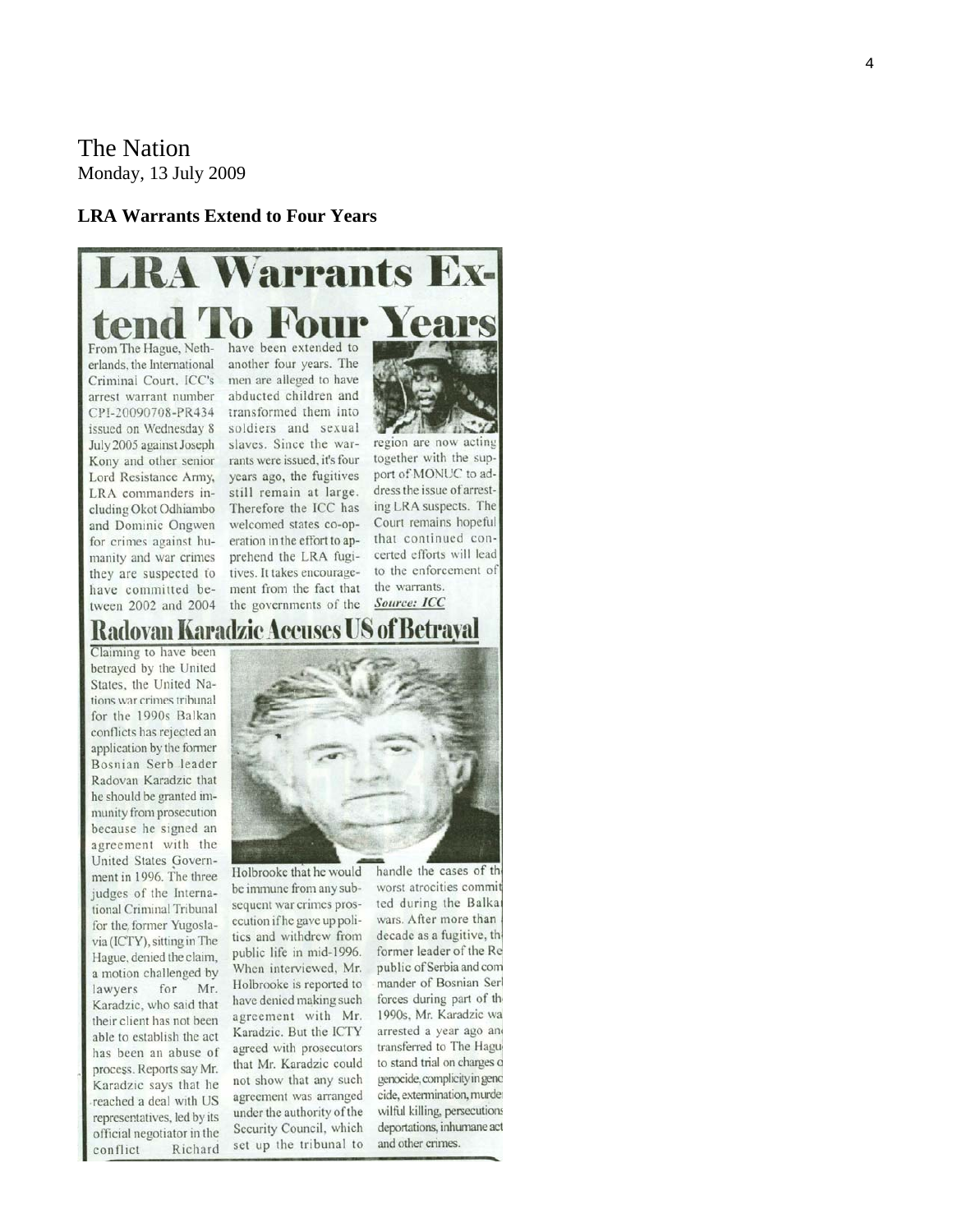The Nation
Monday, 13 July 2009

**LRA Warrants Extend to Four Years**

# LRA Warrants Extend To Four Years

From The Hague, Netherlands, the International Criminal Court, ICC's arrest warrant number CPI-20090708-PR434 issued on Wednesday 8 July 2005 against Joseph Kony and other senior Lord Resistance Army, LRA commanders including Okot Odhiambo and Dominic Ongwen for crimes against humanity and war crimes they are suspected to have committed between 2002 and 2004 have been extended to another four years. The men are alleged to have abducted children and transformed them into soldiers and sexual slaves. Since the warrants were issued, it's four years ago, the fugitives still remain at large. Therefore the ICC has welcomed states co-operation in the effort to apprehend the LRA fugitives. It takes encouragement from the fact that the governments of the region are now acting together with the support of MONUC to address the issue of arresting LRA suspects. The Court remains hopeful that continued concerted efforts will lead to the enforcement of the warrants.

***Source: ICC***

# Radovan Karadzic Accuses US of Betrayal

Claiming to have been betrayed by the United States, the United Nations war crimes tribunal for the 1990s Balkan conflicts has rejected an application by the former Bosnian Serb leader Radovan Karadzic that he should be granted immunity from prosecution because he signed an agreement with the United States Government in 1996. The three judges of the International Criminal Tribunal for the former Yugoslavia (ICTY), sitting in The Hague, denied the claim, a motion challenged by lawyers for Mr. Karadzic, who said that their client has not been able to establish the act has been an abuse of process. Reports say Mr. Karadzic says that he reached a deal with US representatives, led by its official negotiator in the conflict Richard Holbrooke that he would be immune from any subsequent war crimes prosecution if he gave up politics and withdrew from public life in mid-1996. When interviewed, Mr. Holbrooke is reported to have denied making such agreement with Mr. Karadzic. But the ICTY agreed with prosecutors that Mr. Karadzic could not show that any such agreement was arranged under the authority of the Security Council, which set up the tribunal to handle the cases of the worst atrocities committed during the Balkan wars. After more than a decade as a fugitive, the former leader of the Republic of Serbia and commander of Bosnian Serb forces during part of the 1990s, Mr. Karadzic was arrested a year ago and transferred to The Hague to stand trial on charges of genocide, complicity in genocide, extermination, murder, wilful killing, persecutions, deportations, inhumane act and other crimes.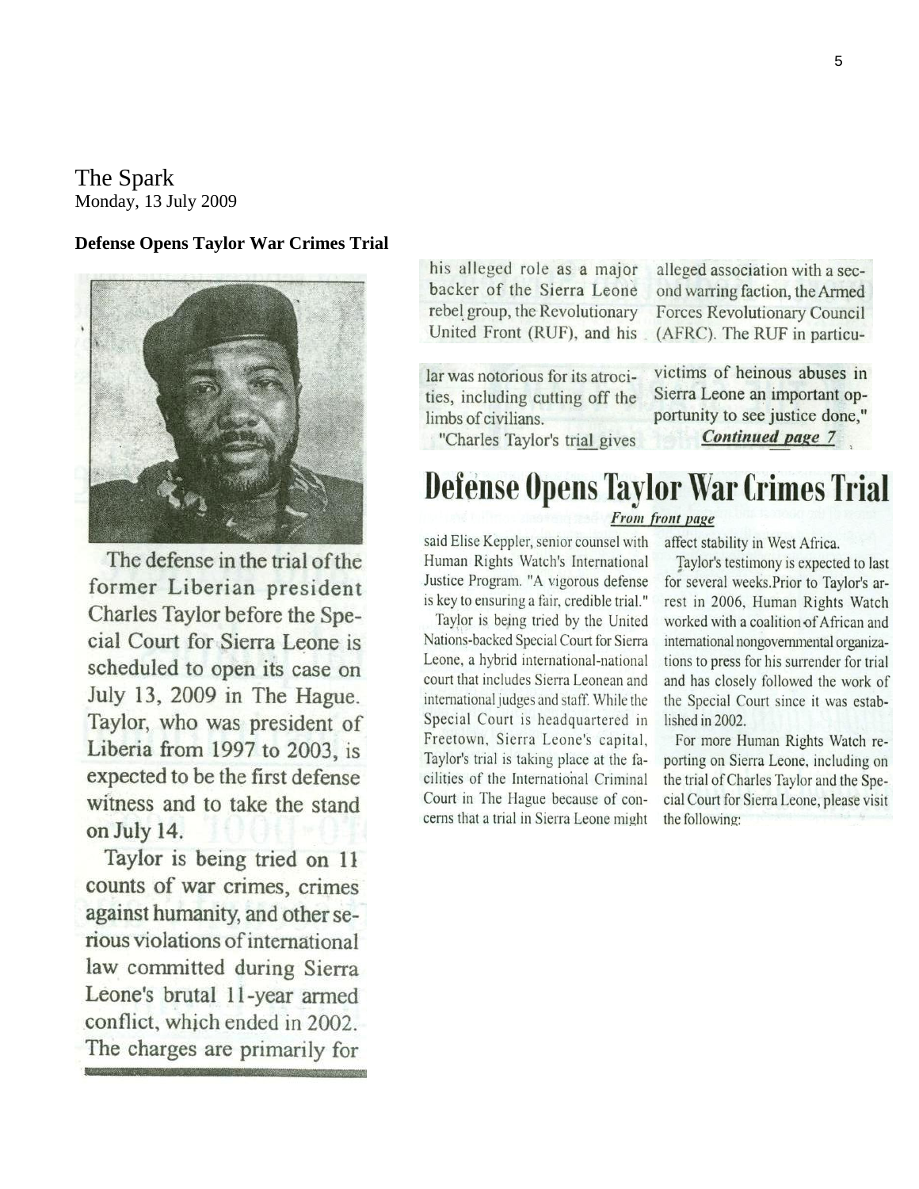The Spark
Monday, 13 July 2009

**Defense Opens Taylor War Crimes Trial**

The defense in the trial of the former Liberian president Charles Taylor before the Special Court for Sierra Leone is scheduled to open its case on July 13, 2009 in The Hague. Taylor, who was president of Liberia from 1997 to 2003, is expected to be the first defense witness and to take the stand on July 14.

Taylor is being tried on 11 counts of war crimes, crimes against humanity, and other serious violations of international law committed during Sierra Leone's brutal 11-year armed conflict, which ended in 2002. The charges are primarily for his alleged role as a major backer of the Sierra Leone rebel group, the Revolutionary United Front (RUF), and his alleged association with a second warring faction, the Armed Forces Revolutionary Council (AFRC). The RUF in particular was notorious for its atrocities, including cutting off the limbs of civilians.

"Charles Taylor's trial gives victims of heinous abuses in Sierra Leone an important opportunity to see justice done,"

***Continued page 7***

## Defense Opens Taylor War Crimes Trial

***From front page***

said Elise Keppler, senior counsel with Human Rights Watch's International Justice Program. "A vigorous defense is key to ensuring a fair, credible trial."

Taylor is being tried by the United Nations-backed Special Court for Sierra Leone, a hybrid international-national court that includes Sierra Leonean and international judges and staff. While the Special Court is headquartered in Freetown, Sierra Leone's capital, Taylor's trial is taking place at the facilities of the International Criminal Court in The Hague because of concerns that a trial in Sierra Leone might affect stability in West Africa.

Taylor's testimony is expected to last for several weeks. Prior to Taylor's arrest in 2006, Human Rights Watch worked with a coalition of African and international nongovernmental organizations to press for his surrender for trial and has closely followed the work of the Special Court since it was established in 2002.

For more Human Rights Watch reporting on Sierra Leone, including on the trial of Charles Taylor and the Special Court for Sierra Leone, please visit the following: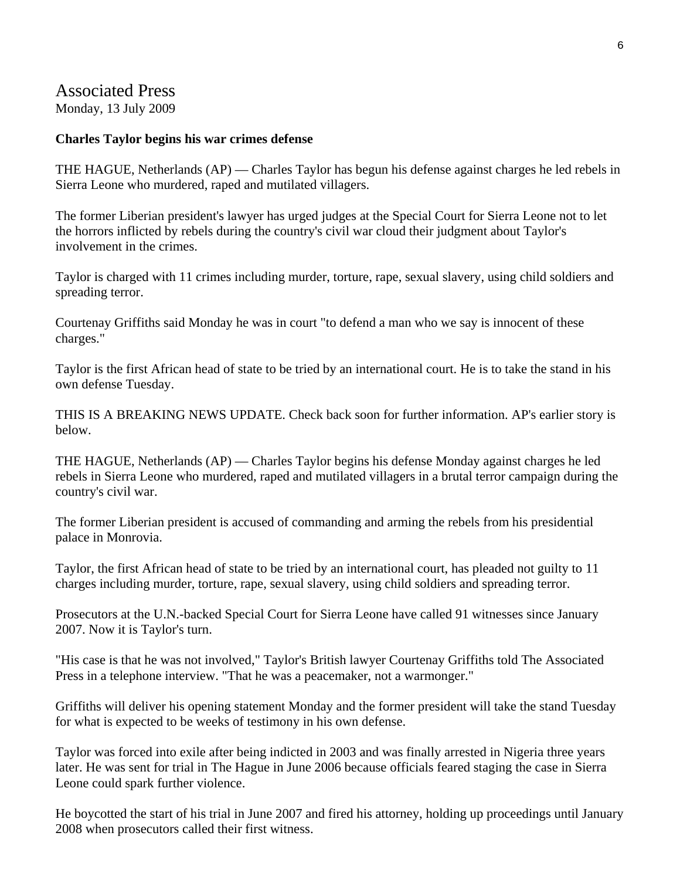# Associated Press

Monday, 13 July 2009

**Charles Taylor begins his war crimes defense**

THE HAGUE, Netherlands (AP) — Charles Taylor has begun his defense against charges he led rebels in Sierra Leone who murdered, raped and mutilated villagers.

The former Liberian president's lawyer has urged judges at the Special Court for Sierra Leone not to let the horrors inflicted by rebels during the country's civil war cloud their judgment about Taylor's involvement in the crimes.

Taylor is charged with 11 crimes including murder, torture, rape, sexual slavery, using child soldiers and spreading terror.

Courtenay Griffiths said Monday he was in court "to defend a man who we say is innocent of these charges."

Taylor is the first African head of state to be tried by an international court. He is to take the stand in his own defense Tuesday.

THIS IS A BREAKING NEWS UPDATE. Check back soon for further information. AP's earlier story is below.

THE HAGUE, Netherlands (AP) — Charles Taylor begins his defense Monday against charges he led rebels in Sierra Leone who murdered, raped and mutilated villagers in a brutal terror campaign during the country's civil war.

The former Liberian president is accused of commanding and arming the rebels from his presidential palace in Monrovia.

Taylor, the first African head of state to be tried by an international court, has pleaded not guilty to 11 charges including murder, torture, rape, sexual slavery, using child soldiers and spreading terror.

Prosecutors at the U.N.-backed Special Court for Sierra Leone have called 91 witnesses since January 2007. Now it is Taylor's turn.

"His case is that he was not involved," Taylor's British lawyer Courtenay Griffiths told The Associated Press in a telephone interview. "That he was a peacemaker, not a warmonger."

Griffiths will deliver his opening statement Monday and the former president will take the stand Tuesday for what is expected to be weeks of testimony in his own defense.

Taylor was forced into exile after being indicted in 2003 and was finally arrested in Nigeria three years later. He was sent for trial in The Hague in June 2006 because officials feared staging the case in Sierra Leone could spark further violence.

He boycotted the start of his trial in June 2007 and fired his attorney, holding up proceedings until January 2008 when prosecutors called their first witness.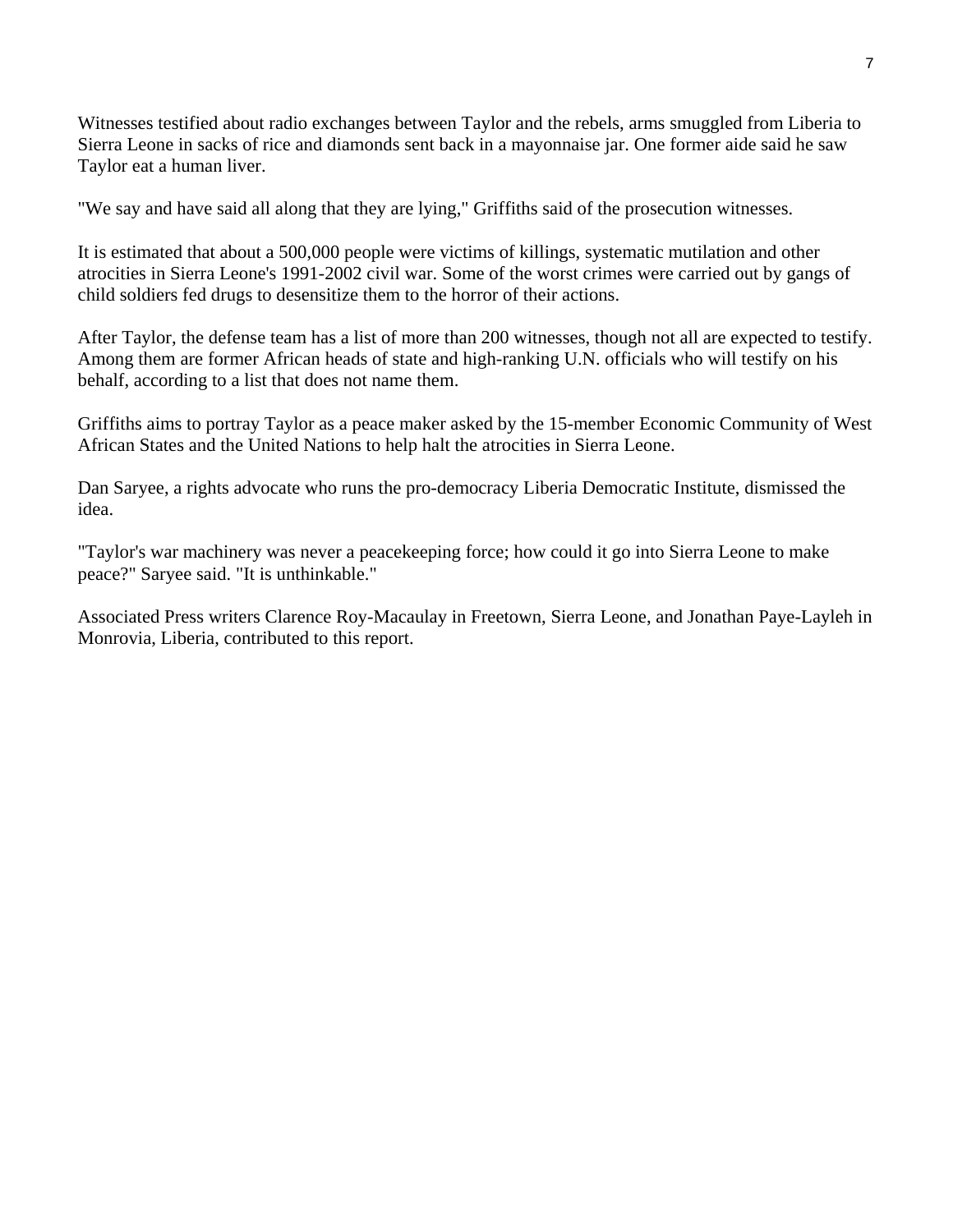Witnesses testified about radio exchanges between Taylor and the rebels, arms smuggled from Liberia to Sierra Leone in sacks of rice and diamonds sent back in a mayonnaise jar. One former aide said he saw Taylor eat a human liver.

"We say and have said all along that they are lying," Griffiths said of the prosecution witnesses.

It is estimated that about a 500,000 people were victims of killings, systematic mutilation and other atrocities in Sierra Leone's 1991-2002 civil war. Some of the worst crimes were carried out by gangs of child soldiers fed drugs to desensitize them to the horror of their actions.

After Taylor, the defense team has a list of more than 200 witnesses, though not all are expected to testify. Among them are former African heads of state and high-ranking U.N. officials who will testify on his behalf, according to a list that does not name them.

Griffiths aims to portray Taylor as a peace maker asked by the 15-member Economic Community of West African States and the United Nations to help halt the atrocities in Sierra Leone.

Dan Saryee, a rights advocate who runs the pro-democracy Liberia Democratic Institute, dismissed the idea.

"Taylor's war machinery was never a peacekeeping force; how could it go into Sierra Leone to make peace?" Saryee said. "It is unthinkable."

Associated Press writers Clarence Roy-Macaulay in Freetown, Sierra Leone, and Jonathan Paye-Layleh in Monrovia, Liberia, contributed to this report.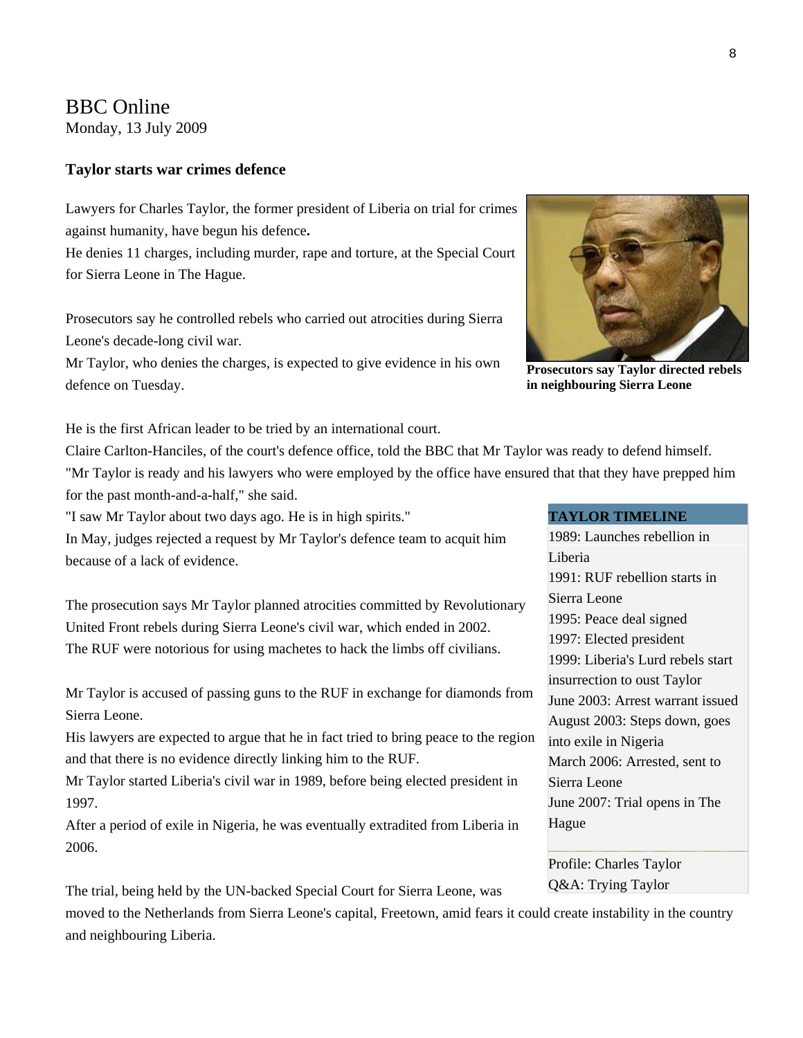# BBC Online

Monday, 13 July 2009

### Taylor starts war crimes defence

Lawyers for Charles Taylor, the former president of Liberia on trial for crimes against humanity, have begun his defence**.**

He denies 11 charges, including murder, rape and torture, at the Special Court for Sierra Leone in The Hague.

Prosecutors say he controlled rebels who carried out atrocities during Sierra Leone's decade-long civil war.

Mr Taylor, who denies the charges, is expected to give evidence in his own defence on Tuesday.

**Prosecutors say Taylor directed rebels in neighbouring Sierra Leone**

He is the first African leader to be tried by an international court.

Claire Carlton-Hanciles, of the court's defence office, told the BBC that Mr Taylor was ready to defend himself.

"Mr Taylor is ready and his lawyers who were employed by the office have ensured that that they have prepped him for the past month-and-a-half," she said.

"I saw Mr Taylor about two days ago. He is in high spirits."

In May, judges rejected a request by Mr Taylor's defence team to acquit him because of a lack of evidence.

The prosecution says Mr Taylor planned atrocities committed by Revolutionary United Front rebels during Sierra Leone's civil war, which ended in 2002.

The RUF were notorious for using machetes to hack the limbs off civilians.

Mr Taylor is accused of passing guns to the RUF in exchange for diamonds from Sierra Leone.

His lawyers are expected to argue that he in fact tried to bring peace to the region and that there is no evidence directly linking him to the RUF.

Mr Taylor started Liberia's civil war in 1989, before being elected president in 1997.

After a period of exile in Nigeria, he was eventually extradited from Liberia in 2006.

The trial, being held by the UN-backed Special Court for Sierra Leone, was moved to the Netherlands from Sierra Leone's capital, Freetown, amid fears it could create instability in the country and neighbouring Liberia.

**TAYLOR TIMELINE**

1989: Launches rebellion in Liberia
1991: RUF rebellion starts in Sierra Leone
1995: Peace deal signed
1997: Elected president
1999: Liberia's Lurd rebels start insurrection to oust Taylor
June 2003: Arrest warrant issued
August 2003: Steps down, goes into exile in Nigeria
March 2006: Arrested, sent to Sierra Leone
June 2007: Trial opens in The Hague

Profile: Charles Taylor
Q&A: Trying Taylor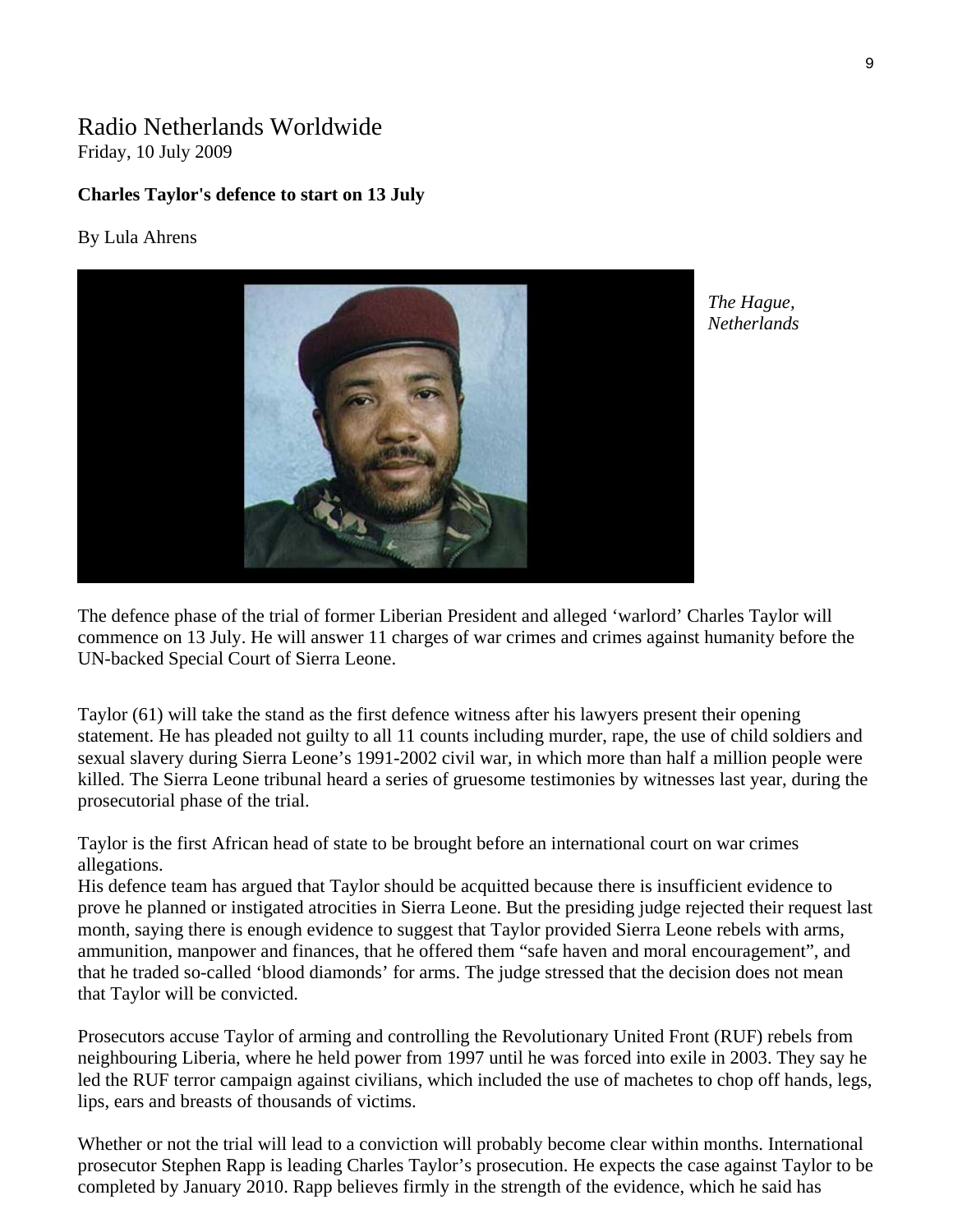Radio Netherlands Worldwide
Friday, 10 July 2009

**Charles Taylor's defence to start on 13 July**

By Lula Ahrens

*The Hague, Netherlands*

The defence phase of the trial of former Liberian President and alleged 'warlord' Charles Taylor will commence on 13 July. He will answer 11 charges of war crimes and crimes against humanity before the UN-backed Special Court of Sierra Leone.

Taylor (61) will take the stand as the first defence witness after his lawyers present their opening statement. He has pleaded not guilty to all 11 counts including murder, rape, the use of child soldiers and sexual slavery during Sierra Leone's 1991-2002 civil war, in which more than half a million people were killed. The Sierra Leone tribunal heard a series of gruesome testimonies by witnesses last year, during the prosecutorial phase of the trial.

Taylor is the first African head of state to be brought before an international court on war crimes allegations.
His defence team has argued that Taylor should be acquitted because there is insufficient evidence to prove he planned or instigated atrocities in Sierra Leone. But the presiding judge rejected their request last month, saying there is enough evidence to suggest that Taylor provided Sierra Leone rebels with arms, ammunition, manpower and finances, that he offered them "safe haven and moral encouragement", and that he traded so-called 'blood diamonds' for arms. The judge stressed that the decision does not mean that Taylor will be convicted.

Prosecutors accuse Taylor of arming and controlling the Revolutionary United Front (RUF) rebels from neighbouring Liberia, where he held power from 1997 until he was forced into exile in 2003. They say he led the RUF terror campaign against civilians, which included the use of machetes to chop off hands, legs, lips, ears and breasts of thousands of victims.

Whether or not the trial will lead to a conviction will probably become clear within months. International prosecutor Stephen Rapp is leading Charles Taylor's prosecution. He expects the case against Taylor to be completed by January 2010. Rapp believes firmly in the strength of the evidence, which he said has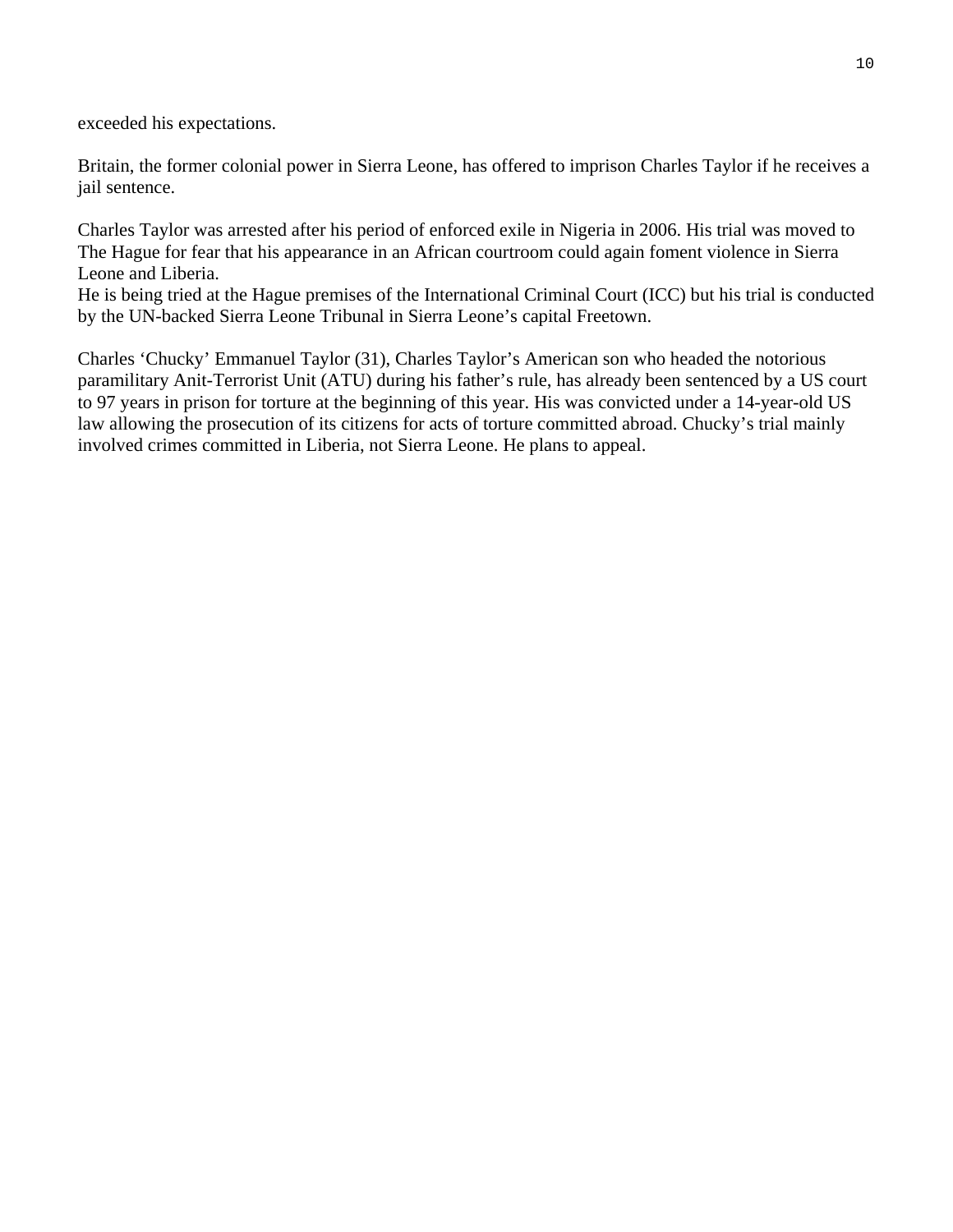exceeded his expectations.

Britain, the former colonial power in Sierra Leone, has offered to imprison Charles Taylor if he receives a jail sentence.

Charles Taylor was arrested after his period of enforced exile in Nigeria in 2006. His trial was moved to The Hague for fear that his appearance in an African courtroom could again foment violence in Sierra Leone and Liberia.
He is being tried at the Hague premises of the International Criminal Court (ICC) but his trial is conducted by the UN-backed Sierra Leone Tribunal in Sierra Leone's capital Freetown.

Charles 'Chucky' Emmanuel Taylor (31), Charles Taylor's American son who headed the notorious paramilitary Anit-Terrorist Unit (ATU) during his father's rule, has already been sentenced by a US court to 97 years in prison for torture at the beginning of this year. His was convicted under a 14-year-old US law allowing the prosecution of its citizens for acts of torture committed abroad. Chucky's trial mainly involved crimes committed in Liberia, not Sierra Leone. He plans to appeal.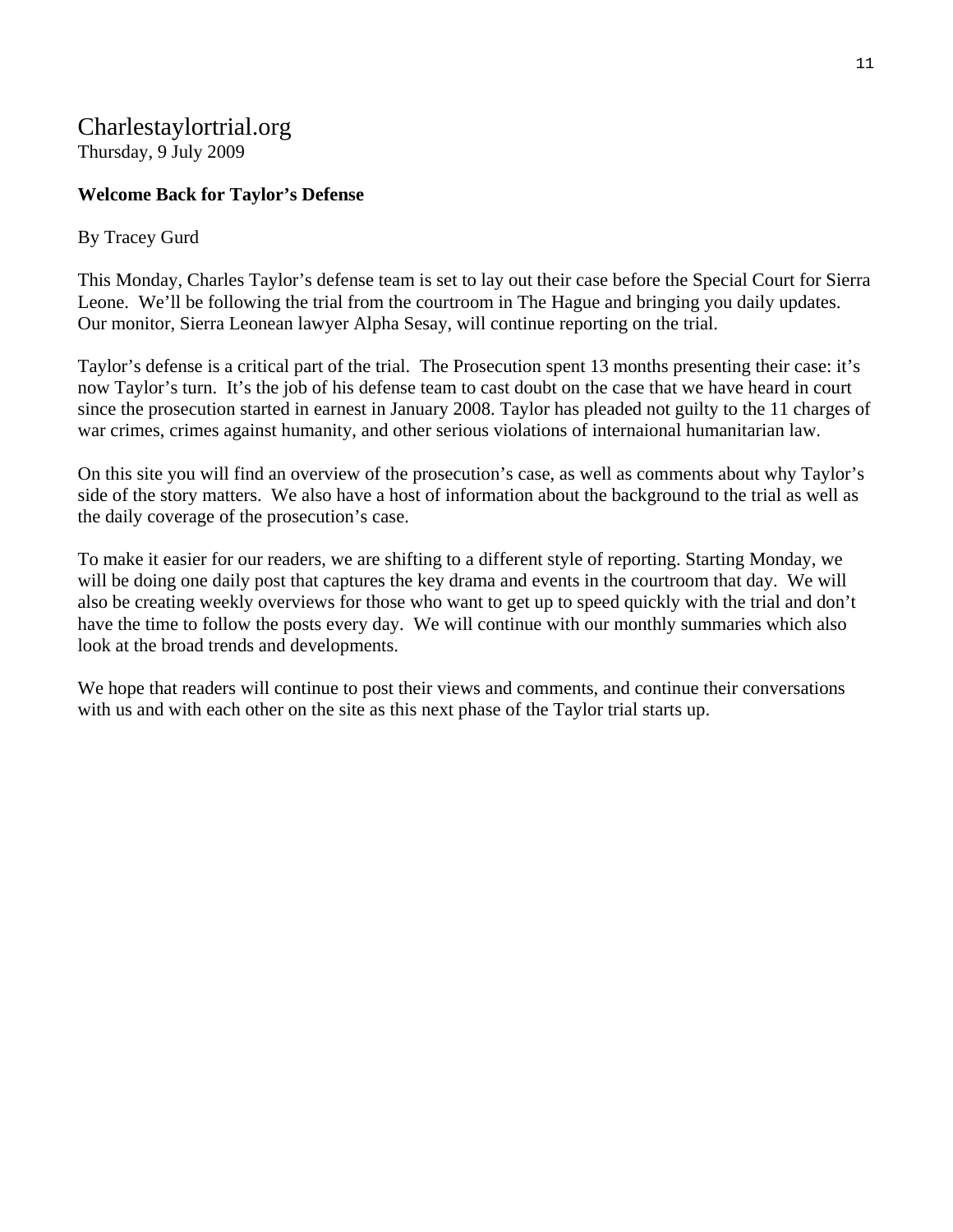Charlestaylortrial.org
Thursday, 9 July 2009

**Welcome Back for Taylor's Defense**

By Tracey Gurd

This Monday, Charles Taylor's defense team is set to lay out their case before the Special Court for Sierra Leone. We'll be following the trial from the courtroom in The Hague and bringing you daily updates. Our monitor, Sierra Leonean lawyer Alpha Sesay, will continue reporting on the trial.

Taylor's defense is a critical part of the trial. The Prosecution spent 13 months presenting their case: it's now Taylor's turn. It's the job of his defense team to cast doubt on the case that we have heard in court since the prosecution started in earnest in January 2008. Taylor has pleaded not guilty to the 11 charges of war crimes, crimes against humanity, and other serious violations of internaional humanitarian law.

On this site you will find an overview of the prosecution's case, as well as comments about why Taylor's side of the story matters. We also have a host of information about the background to the trial as well as the daily coverage of the prosecution's case.

To make it easier for our readers, we are shifting to a different style of reporting. Starting Monday, we will be doing one daily post that captures the key drama and events in the courtroom that day. We will also be creating weekly overviews for those who want to get up to speed quickly with the trial and don't have the time to follow the posts every day. We will continue with our monthly summaries which also look at the broad trends and developments.

We hope that readers will continue to post their views and comments, and continue their conversations with us and with each other on the site as this next phase of the Taylor trial starts up.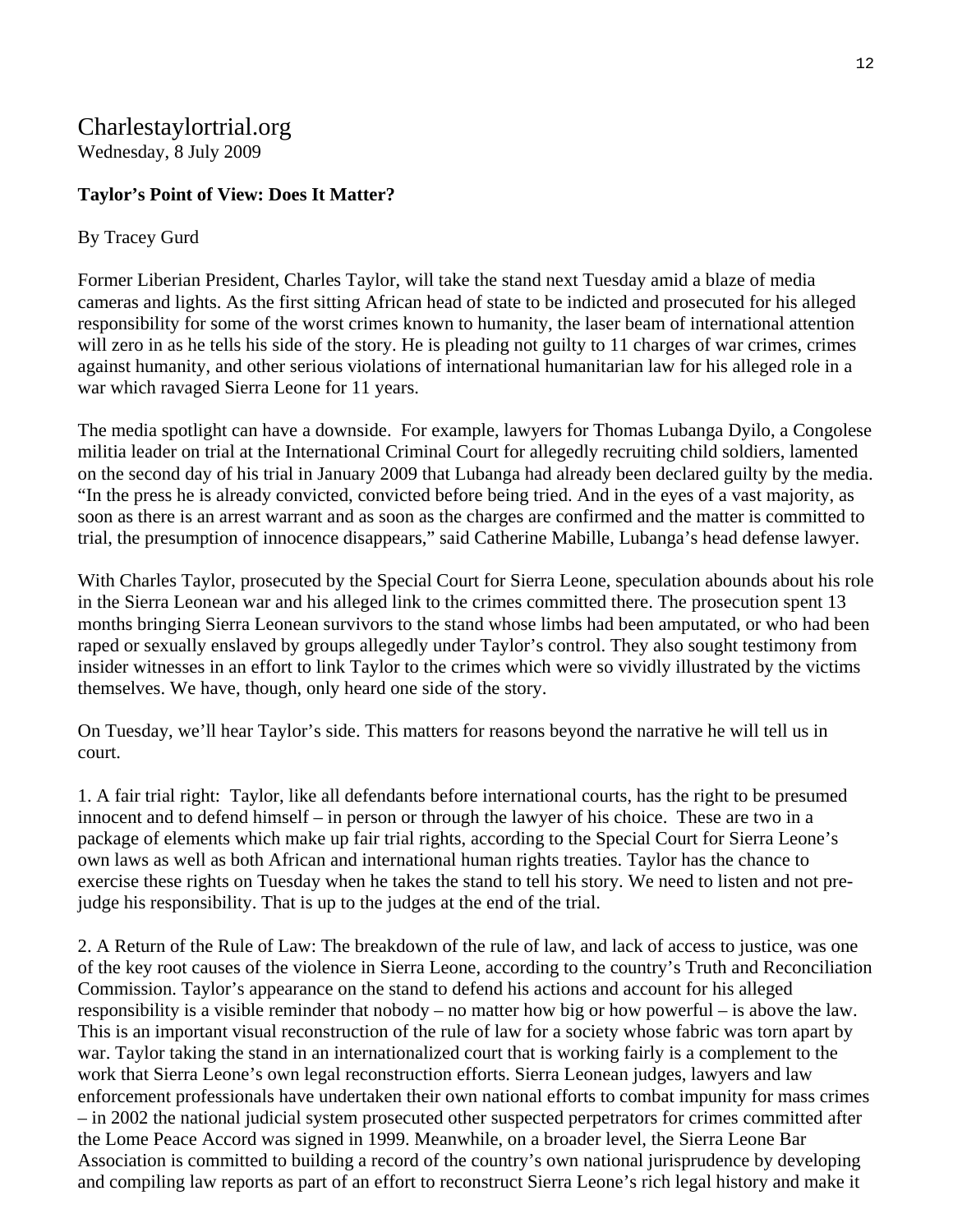Charlestaylortrial.org
Wednesday, 8 July 2009

**Taylor's Point of View: Does It Matter?**

By Tracey Gurd

Former Liberian President, Charles Taylor, will take the stand next Tuesday amid a blaze of media cameras and lights. As the first sitting African head of state to be indicted and prosecuted for his alleged responsibility for some of the worst crimes known to humanity, the laser beam of international attention will zero in as he tells his side of the story. He is pleading not guilty to 11 charges of war crimes, crimes against humanity, and other serious violations of international humanitarian law for his alleged role in a war which ravaged Sierra Leone for 11 years.

The media spotlight can have a downside. For example, lawyers for Thomas Lubanga Dyilo, a Congolese militia leader on trial at the International Criminal Court for allegedly recruiting child soldiers, lamented on the second day of his trial in January 2009 that Lubanga had already been declared guilty by the media. "In the press he is already convicted, convicted before being tried. And in the eyes of a vast majority, as soon as there is an arrest warrant and as soon as the charges are confirmed and the matter is committed to trial, the presumption of innocence disappears," said Catherine Mabille, Lubanga's head defense lawyer.

With Charles Taylor, prosecuted by the Special Court for Sierra Leone, speculation abounds about his role in the Sierra Leonean war and his alleged link to the crimes committed there. The prosecution spent 13 months bringing Sierra Leonean survivors to the stand whose limbs had been amputated, or who had been raped or sexually enslaved by groups allegedly under Taylor's control. They also sought testimony from insider witnesses in an effort to link Taylor to the crimes which were so vividly illustrated by the victims themselves. We have, though, only heard one side of the story.

On Tuesday, we'll hear Taylor's side. This matters for reasons beyond the narrative he will tell us in court.

1. A fair trial right: Taylor, like all defendants before international courts, has the right to be presumed innocent and to defend himself – in person or through the lawyer of his choice. These are two in a package of elements which make up fair trial rights, according to the Special Court for Sierra Leone's own laws as well as both African and international human rights treaties. Taylor has the chance to exercise these rights on Tuesday when he takes the stand to tell his story. We need to listen and not pre-judge his responsibility. That is up to the judges at the end of the trial.

2. A Return of the Rule of Law: The breakdown of the rule of law, and lack of access to justice, was one of the key root causes of the violence in Sierra Leone, according to the country's Truth and Reconciliation Commission. Taylor's appearance on the stand to defend his actions and account for his alleged responsibility is a visible reminder that nobody – no matter how big or how powerful – is above the law. This is an important visual reconstruction of the rule of law for a society whose fabric was torn apart by war. Taylor taking the stand in an internationalized court that is working fairly is a complement to the work that Sierra Leone's own legal reconstruction efforts. Sierra Leonean judges, lawyers and law enforcement professionals have undertaken their own national efforts to combat impunity for mass crimes – in 2002 the national judicial system prosecuted other suspected perpetrators for crimes committed after the Lome Peace Accord was signed in 1999. Meanwhile, on a broader level, the Sierra Leone Bar Association is committed to building a record of the country's own national jurisprudence by developing and compiling law reports as part of an effort to reconstruct Sierra Leone's rich legal history and make it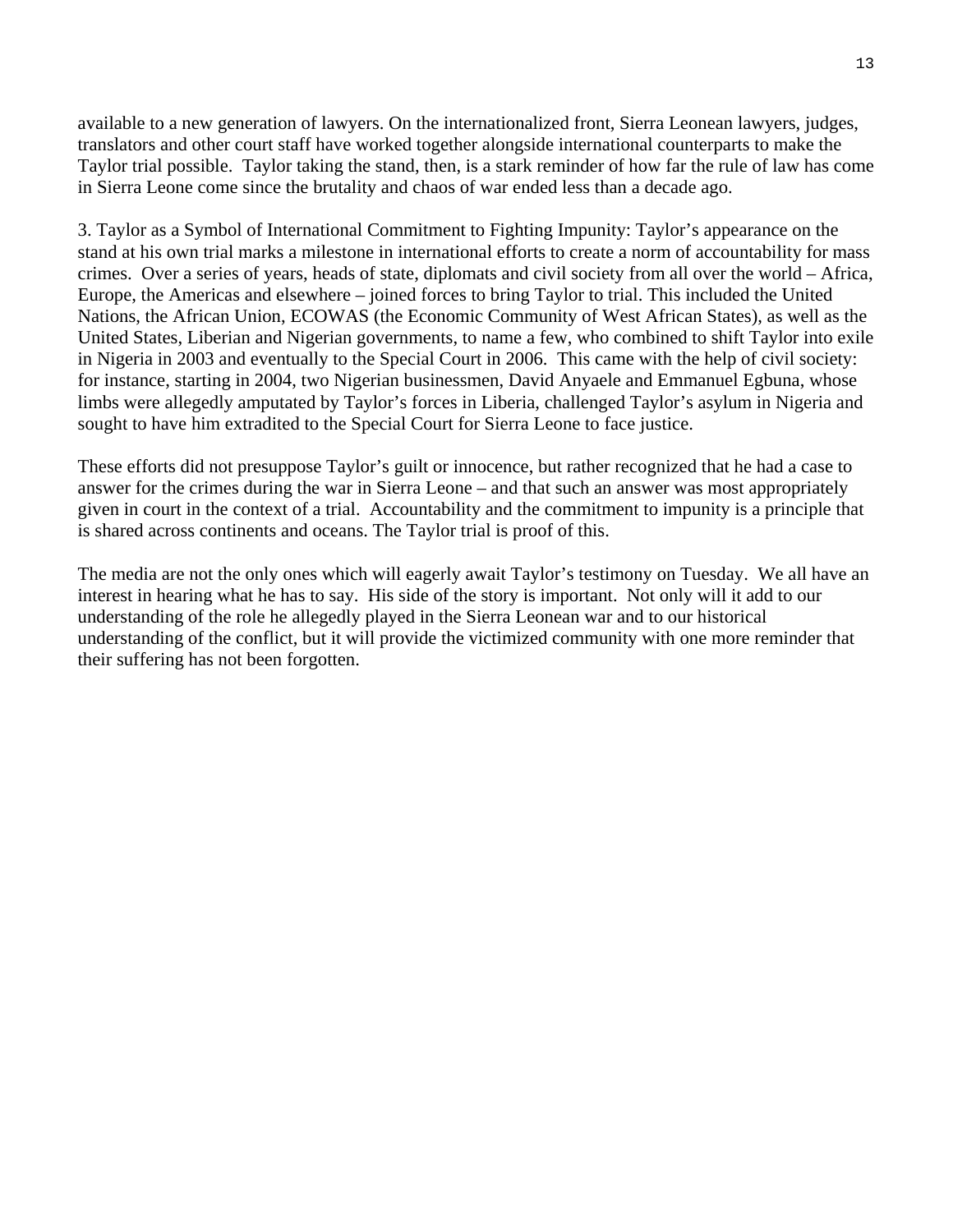available to a new generation of lawyers. On the internationalized front, Sierra Leonean lawyers, judges, translators and other court staff have worked together alongside international counterparts to make the Taylor trial possible. Taylor taking the stand, then, is a stark reminder of how far the rule of law has come in Sierra Leone come since the brutality and chaos of war ended less than a decade ago.

3. Taylor as a Symbol of International Commitment to Fighting Impunity: Taylor's appearance on the stand at his own trial marks a milestone in international efforts to create a norm of accountability for mass crimes. Over a series of years, heads of state, diplomats and civil society from all over the world – Africa, Europe, the Americas and elsewhere – joined forces to bring Taylor to trial. This included the United Nations, the African Union, ECOWAS (the Economic Community of West African States), as well as the United States, Liberian and Nigerian governments, to name a few, who combined to shift Taylor into exile in Nigeria in 2003 and eventually to the Special Court in 2006. This came with the help of civil society: for instance, starting in 2004, two Nigerian businessmen, David Anyaele and Emmanuel Egbuna, whose limbs were allegedly amputated by Taylor's forces in Liberia, challenged Taylor's asylum in Nigeria and sought to have him extradited to the Special Court for Sierra Leone to face justice.

These efforts did not presuppose Taylor's guilt or innocence, but rather recognized that he had a case to answer for the crimes during the war in Sierra Leone – and that such an answer was most appropriately given in court in the context of a trial. Accountability and the commitment to impunity is a principle that is shared across continents and oceans. The Taylor trial is proof of this.

The media are not the only ones which will eagerly await Taylor's testimony on Tuesday. We all have an interest in hearing what he has to say. His side of the story is important. Not only will it add to our understanding of the role he allegedly played in the Sierra Leonean war and to our historical understanding of the conflict, but it will provide the victimized community with one more reminder that their suffering has not been forgotten.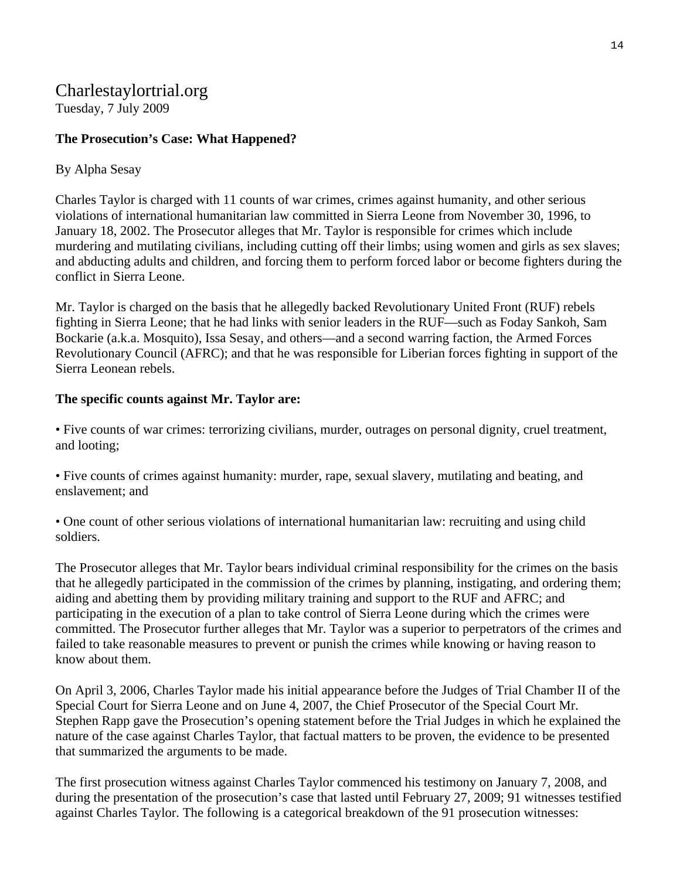Charlestaylortrial.org
Tuesday, 7 July 2009

**The Prosecution's Case: What Happened?**

By Alpha Sesay

Charles Taylor is charged with 11 counts of war crimes, crimes against humanity, and other serious violations of international humanitarian law committed in Sierra Leone from November 30, 1996, to January 18, 2002. The Prosecutor alleges that Mr. Taylor is responsible for crimes which include murdering and mutilating civilians, including cutting off their limbs; using women and girls as sex slaves; and abducting adults and children, and forcing them to perform forced labor or become fighters during the conflict in Sierra Leone.

Mr. Taylor is charged on the basis that he allegedly backed Revolutionary United Front (RUF) rebels fighting in Sierra Leone; that he had links with senior leaders in the RUF—such as Foday Sankoh, Sam Bockarie (a.k.a. Mosquito), Issa Sesay, and others—and a second warring faction, the Armed Forces Revolutionary Council (AFRC); and that he was responsible for Liberian forces fighting in support of the Sierra Leonean rebels.

**The specific counts against Mr. Taylor are:**

• Five counts of war crimes: terrorizing civilians, murder, outrages on personal dignity, cruel treatment, and looting;

• Five counts of crimes against humanity: murder, rape, sexual slavery, mutilating and beating, and enslavement; and

• One count of other serious violations of international humanitarian law: recruiting and using child soldiers.

The Prosecutor alleges that Mr. Taylor bears individual criminal responsibility for the crimes on the basis that he allegedly participated in the commission of the crimes by planning, instigating, and ordering them; aiding and abetting them by providing military training and support to the RUF and AFRC; and participating in the execution of a plan to take control of Sierra Leone during which the crimes were committed. The Prosecutor further alleges that Mr. Taylor was a superior to perpetrators of the crimes and failed to take reasonable measures to prevent or punish the crimes while knowing or having reason to know about them.

On April 3, 2006, Charles Taylor made his initial appearance before the Judges of Trial Chamber II of the Special Court for Sierra Leone and on June 4, 2007, the Chief Prosecutor of the Special Court Mr. Stephen Rapp gave the Prosecution's opening statement before the Trial Judges in which he explained the nature of the case against Charles Taylor, that factual matters to be proven, the evidence to be presented that summarized the arguments to be made.

The first prosecution witness against Charles Taylor commenced his testimony on January 7, 2008, and during the presentation of the prosecution's case that lasted until February 27, 2009; 91 witnesses testified against Charles Taylor. The following is a categorical breakdown of the 91 prosecution witnesses: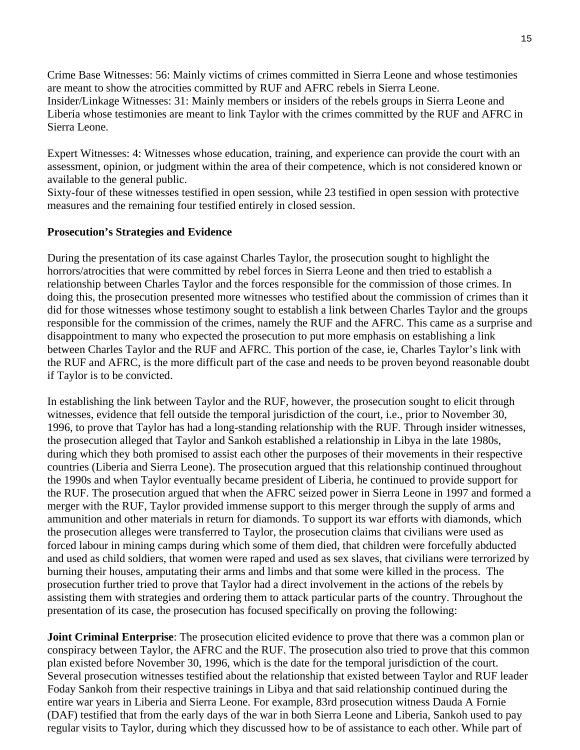Crime Base Witnesses: 56: Mainly victims of crimes committed in Sierra Leone and whose testimonies are meant to show the atrocities committed by RUF and AFRC rebels in Sierra Leone.
Insider/Linkage Witnesses: 31: Mainly members or insiders of the rebels groups in Sierra Leone and Liberia whose testimonies are meant to link Taylor with the crimes committed by the RUF and AFRC in Sierra Leone.

Expert Witnesses: 4: Witnesses whose education, training, and experience can provide the court with an assessment, opinion, or judgment within the area of their competence, which is not considered known or available to the general public.
Sixty-four of these witnesses testified in open session, while 23 testified in open session with protective measures and the remaining four testified entirely in closed session.

**Prosecution's Strategies and Evidence**

During the presentation of its case against Charles Taylor, the prosecution sought to highlight the horrors/atrocities that were committed by rebel forces in Sierra Leone and then tried to establish a relationship between Charles Taylor and the forces responsible for the commission of those crimes. In doing this, the prosecution presented more witnesses who testified about the commission of crimes than it did for those witnesses whose testimony sought to establish a link between Charles Taylor and the groups responsible for the commission of the crimes, namely the RUF and the AFRC. This came as a surprise and disappointment to many who expected the prosecution to put more emphasis on establishing a link between Charles Taylor and the RUF and AFRC. This portion of the case, ie, Charles Taylor's link with the RUF and AFRC, is the more difficult part of the case and needs to be proven beyond reasonable doubt if Taylor is to be convicted.

In establishing the link between Taylor and the RUF, however, the prosecution sought to elicit through witnesses, evidence that fell outside the temporal jurisdiction of the court, i.e., prior to November 30, 1996, to prove that Taylor has had a long-standing relationship with the RUF. Through insider witnesses, the prosecution alleged that Taylor and Sankoh established a relationship in Libya in the late 1980s, during which they both promised to assist each other the purposes of their movements in their respective countries (Liberia and Sierra Leone). The prosecution argued that this relationship continued throughout the 1990s and when Taylor eventually became president of Liberia, he continued to provide support for the RUF. The prosecution argued that when the AFRC seized power in Sierra Leone in 1997 and formed a merger with the RUF, Taylor provided immense support to this merger through the supply of arms and ammunition and other materials in return for diamonds. To support its war efforts with diamonds, which the prosecution alleges were transferred to Taylor, the prosecution claims that civilians were used as forced labour in mining camps during which some of them died, that children were forcefully abducted and used as child soldiers, that women were raped and used as sex slaves, that civilians were terrorized by burning their houses, amputating their arms and limbs and that some were killed in the process. The prosecution further tried to prove that Taylor had a direct involvement in the actions of the rebels by assisting them with strategies and ordering them to attack particular parts of the country. Throughout the presentation of its case, the prosecution has focused specifically on proving the following:

**Joint Criminal Enterprise**: The prosecution elicited evidence to prove that there was a common plan or conspiracy between Taylor, the AFRC and the RUF. The prosecution also tried to prove that this common plan existed before November 30, 1996, which is the date for the temporal jurisdiction of the court. Several prosecution witnesses testified about the relationship that existed between Taylor and RUF leader Foday Sankoh from their respective trainings in Libya and that said relationship continued during the entire war years in Liberia and Sierra Leone. For example, 83rd prosecution witness Dauda A Fornie (DAF) testified that from the early days of the war in both Sierra Leone and Liberia, Sankoh used to pay regular visits to Taylor, during which they discussed how to be of assistance to each other. While part of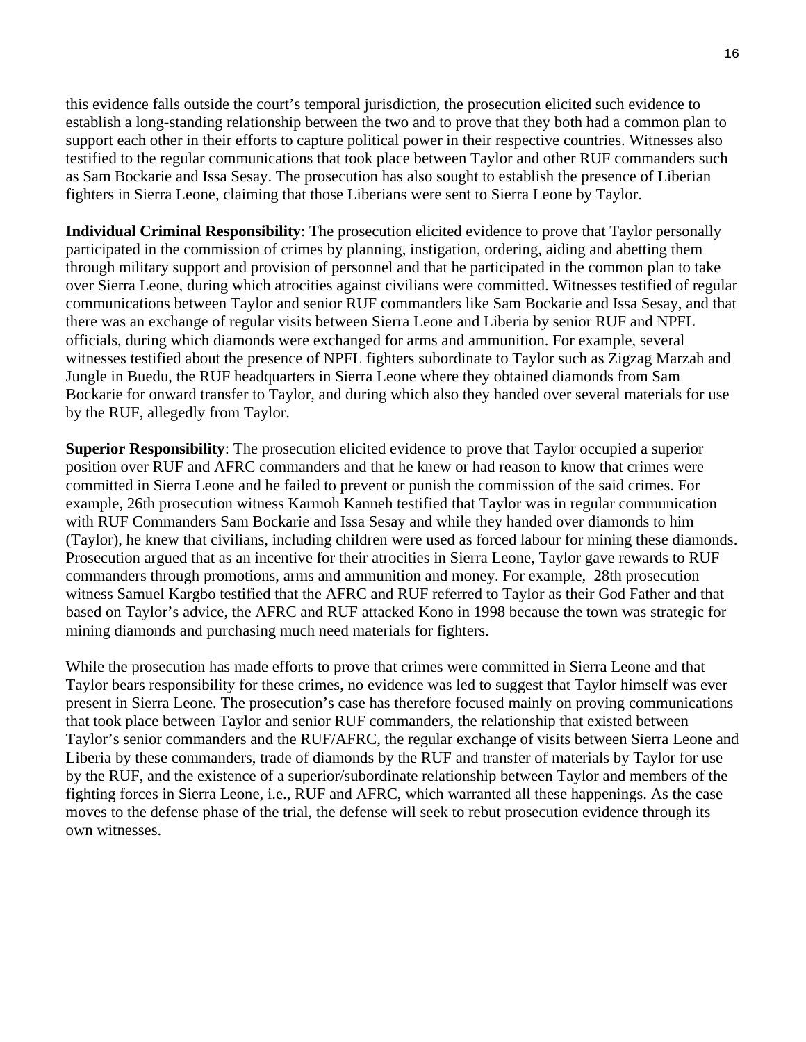this evidence falls outside the court's temporal jurisdiction, the prosecution elicited such evidence to establish a long-standing relationship between the two and to prove that they both had a common plan to support each other in their efforts to capture political power in their respective countries. Witnesses also testified to the regular communications that took place between Taylor and other RUF commanders such as Sam Bockarie and Issa Sesay. The prosecution has also sought to establish the presence of Liberian fighters in Sierra Leone, claiming that those Liberians were sent to Sierra Leone by Taylor.

**Individual Criminal Responsibility**: The prosecution elicited evidence to prove that Taylor personally participated in the commission of crimes by planning, instigation, ordering, aiding and abetting them through military support and provision of personnel and that he participated in the common plan to take over Sierra Leone, during which atrocities against civilians were committed. Witnesses testified of regular communications between Taylor and senior RUF commanders like Sam Bockarie and Issa Sesay, and that there was an exchange of regular visits between Sierra Leone and Liberia by senior RUF and NPFL officials, during which diamonds were exchanged for arms and ammunition. For example, several witnesses testified about the presence of NPFL fighters subordinate to Taylor such as Zigzag Marzah and Jungle in Buedu, the RUF headquarters in Sierra Leone where they obtained diamonds from Sam Bockarie for onward transfer to Taylor, and during which also they handed over several materials for use by the RUF, allegedly from Taylor.

**Superior Responsibility**: The prosecution elicited evidence to prove that Taylor occupied a superior position over RUF and AFRC commanders and that he knew or had reason to know that crimes were committed in Sierra Leone and he failed to prevent or punish the commission of the said crimes. For example, 26th prosecution witness Karmoh Kanneh testified that Taylor was in regular communication with RUF Commanders Sam Bockarie and Issa Sesay and while they handed over diamonds to him (Taylor), he knew that civilians, including children were used as forced labour for mining these diamonds. Prosecution argued that as an incentive for their atrocities in Sierra Leone, Taylor gave rewards to RUF commanders through promotions, arms and ammunition and money. For example, 28th prosecution witness Samuel Kargbo testified that the AFRC and RUF referred to Taylor as their God Father and that based on Taylor's advice, the AFRC and RUF attacked Kono in 1998 because the town was strategic for mining diamonds and purchasing much need materials for fighters.

While the prosecution has made efforts to prove that crimes were committed in Sierra Leone and that Taylor bears responsibility for these crimes, no evidence was led to suggest that Taylor himself was ever present in Sierra Leone. The prosecution's case has therefore focused mainly on proving communications that took place between Taylor and senior RUF commanders, the relationship that existed between Taylor's senior commanders and the RUF/AFRC, the regular exchange of visits between Sierra Leone and Liberia by these commanders, trade of diamonds by the RUF and transfer of materials by Taylor for use by the RUF, and the existence of a superior/subordinate relationship between Taylor and members of the fighting forces in Sierra Leone, i.e., RUF and AFRC, which warranted all these happenings. As the case moves to the defense phase of the trial, the defense will seek to rebut prosecution evidence through its own witnesses.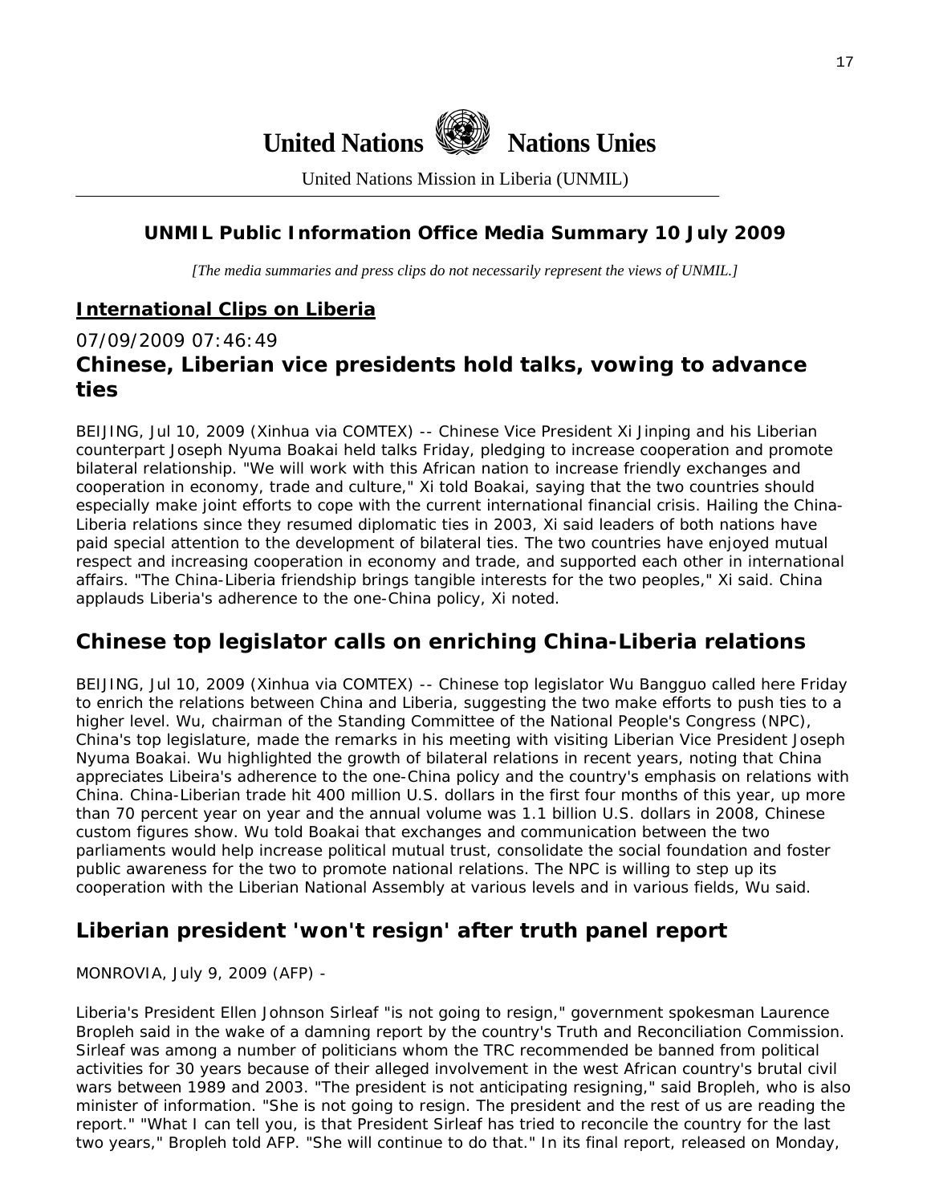**United Nations** **Nations Unies**

United Nations Mission in Liberia (UNMIL)

## UNMIL Public Information Office Media Summary 10 July 2009

*[The media summaries and press clips do not necessarily represent the views of UNMIL.]*

## International Clips on Liberia

07/09/2009 07:46:49

### Chinese, Liberian vice presidents hold talks, vowing to advance ties

BEIJING, Jul 10, 2009 (Xinhua via COMTEX) -- Chinese Vice President Xi Jinping and his Liberian counterpart Joseph Nyuma Boakai held talks Friday, pledging to increase cooperation and promote bilateral relationship. "We will work with this African nation to increase friendly exchanges and cooperation in economy, trade and culture," Xi told Boakai, saying that the two countries should especially make joint efforts to cope with the current international financial crisis. Hailing the China-Liberia relations since they resumed diplomatic ties in 2003, Xi said leaders of both nations have paid special attention to the development of bilateral ties. The two countries have enjoyed mutual respect and increasing cooperation in economy and trade, and supported each other in international affairs. "The China-Liberia friendship brings tangible interests for the two peoples," Xi said. China applauds Liberia's adherence to the one-China policy, Xi noted.

### Chinese top legislator calls on enriching China-Liberia relations

BEIJING, Jul 10, 2009 (Xinhua via COMTEX) -- Chinese top legislator Wu Bangguo called here Friday to enrich the relations between China and Liberia, suggesting the two make efforts to push ties to a higher level. Wu, chairman of the Standing Committee of the National People's Congress (NPC), China's top legislature, made the remarks in his meeting with visiting Liberian Vice President Joseph Nyuma Boakai. Wu highlighted the growth of bilateral relations in recent years, noting that China appreciates Libeira's adherence to the one-China policy and the country's emphasis on relations with China. China-Liberian trade hit 400 million U.S. dollars in the first four months of this year, up more than 70 percent year on year and the annual volume was 1.1 billion U.S. dollars in 2008, Chinese custom figures show. Wu told Boakai that exchanges and communication between the two parliaments would help increase political mutual trust, consolidate the social foundation and foster public awareness for the two to promote national relations. The NPC is willing to step up its cooperation with the Liberian National Assembly at various levels and in various fields, Wu said.

### Liberian president 'won't resign' after truth panel report

MONROVIA, July 9, 2009 (AFP) -

Liberia's President Ellen Johnson Sirleaf "is not going to resign," government spokesman Laurence Bropleh said in the wake of a damning report by the country's Truth and Reconciliation Commission. Sirleaf was among a number of politicians whom the TRC recommended be banned from political activities for 30 years because of their alleged involvement in the west African country's brutal civil wars between 1989 and 2003. "The president is not anticipating resigning," said Bropleh, who is also minister of information. "She is not going to resign. The president and the rest of us are reading the report." "What I can tell you, is that President Sirleaf has tried to reconcile the country for the last two years," Bropleh told AFP. "She will continue to do that." In its final report, released on Monday,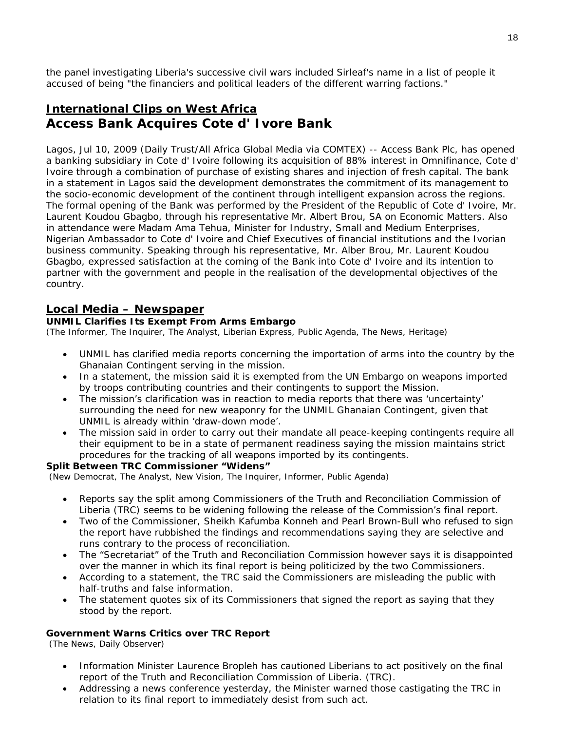the panel investigating Liberia's successive civil wars included Sirleaf's name in a list of people it accused of being "the financiers and political leaders of the different warring factions."

## International Clips on West Africa

# Access Bank Acquires Cote d' Ivore Bank

Lagos, Jul 10, 2009 (Daily Trust/All Africa Global Media via COMTEX) -- Access Bank Plc, has opened a banking subsidiary in Cote d' Ivoire following its acquisition of 88% interest in Omnifinance, Cote d' Ivoire through a combination of purchase of existing shares and injection of fresh capital. The bank in a statement in Lagos said the development demonstrates the commitment of its management to the socio-economic development of the continent through intelligent expansion across the regions. The formal opening of the Bank was performed by the President of the Republic of Cote d' Ivoire, Mr. Laurent Koudou Gbagbo, through his representative Mr. Albert Brou, SA on Economic Matters. Also in attendance were Madam Ama Tehua, Minister for Industry, Small and Medium Enterprises, Nigerian Ambassador to Cote d' Ivoire and Chief Executives of financial institutions and the Ivorian business community. Speaking through his representative, Mr. Alber Brou, Mr. Laurent Koudou Gbagbo, expressed satisfaction at the coming of the Bank into Cote d' Ivoire and its intention to partner with the government and people in the realisation of the developmental objectives of the country.

## Local Media – Newspaper

**UNMIL Clarifies Its Exempt From Arms Embargo**
(The Informer, The Inquirer, The Analyst, Liberian Express, Public Agenda, The News, Heritage)

- UNMIL has clarified media reports concerning the importation of arms into the country by the Ghanaian Contingent serving in the mission.
- In a statement, the mission said it is exempted from the UN Embargo on weapons imported by troops contributing countries and their contingents to support the Mission.
- The mission's clarification was in reaction to media reports that there was 'uncertainty' surrounding the need for new weaponry for the UNMIL Ghanaian Contingent, given that UNMIL is already within 'draw-down mode'.
- The mission said in order to carry out their mandate all peace-keeping contingents require all their equipment to be in a state of permanent readiness saying the mission maintains strict procedures for the tracking of all weapons imported by its contingents.

**Split Between TRC Commissioner "Widens"**
(New Democrat, The Analyst, New Vision, The Inquirer, Informer, Public Agenda)

- Reports say the split among Commissioners of the Truth and Reconciliation Commission of Liberia (TRC) seems to be widening following the release of the Commission's final report.
- Two of the Commissioner, Sheikh Kafumba Konneh and Pearl Brown-Bull who refused to sign the report have rubbished the findings and recommendations saying they are selective and runs contrary to the process of reconciliation.
- The "Secretariat" of the Truth and Reconciliation Commission however says it is disappointed over the manner in which its final report is being politicized by the two Commissioners.
- According to a statement, the TRC said the Commissioners are misleading the public with half-truths and false information.
- The statement quotes six of its Commissioners that signed the report as saying that they stood by the report.

**Government Warns Critics over TRC Report**
(The News, Daily Observer)

- Information Minister Laurence Bropleh has cautioned Liberians to act positively on the final report of the Truth and Reconciliation Commission of Liberia. (TRC).
- Addressing a news conference yesterday, the Minister warned those castigating the TRC in relation to its final report to immediately desist from such act.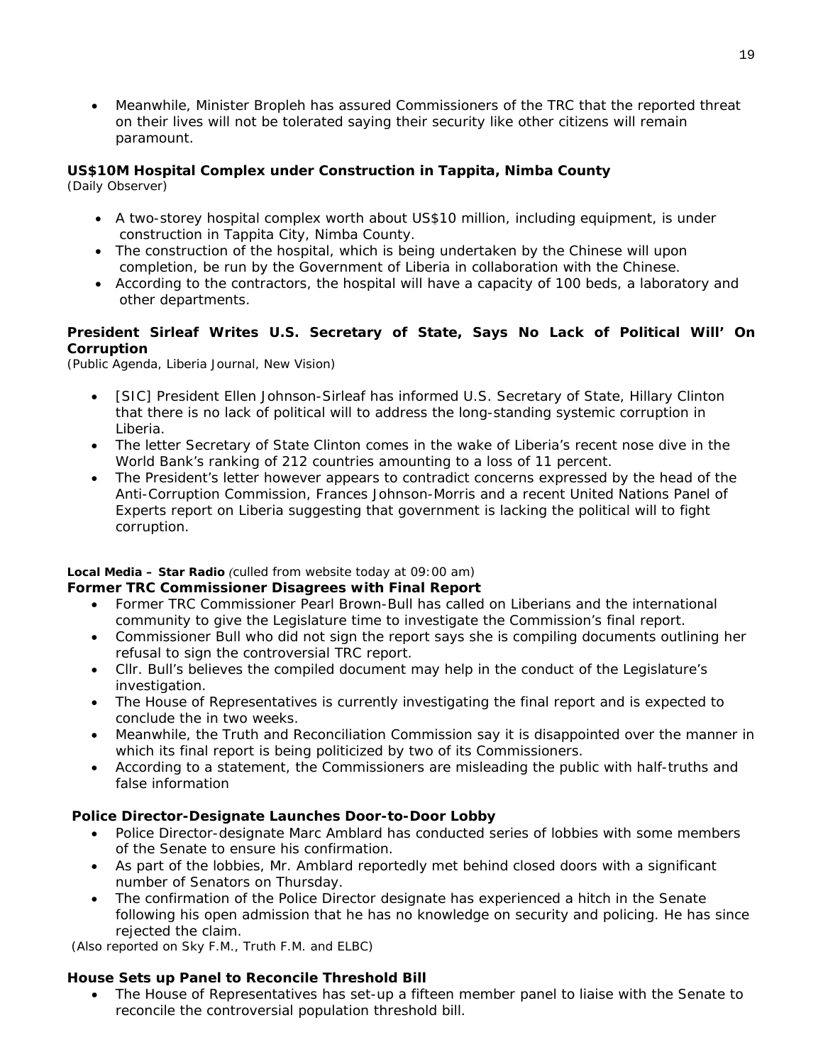- Meanwhile, Minister Bropleh has assured Commissioners of the TRC that the reported threat on their lives will not be tolerated saying their security like other citizens will remain paramount.

**US$10M Hospital Complex under Construction in Tappita, Nimba County**
*(Daily Observer)*

- A two-storey hospital complex worth about US$10 million, including equipment, is under construction in Tappita City, Nimba County.
- The construction of the hospital, which is being undertaken by the Chinese will upon completion, be run by the Government of Liberia in collaboration with the Chinese.
- According to the contractors, the hospital will have a capacity of 100 beds, a laboratory and other departments.

**President Sirleaf Writes U.S. Secretary of State, Says No Lack of Political Will' On Corruption**
*(Public Agenda, Liberia Journal, New Vision)*

- [SIC] President Ellen Johnson-Sirleaf has informed U.S. Secretary of State, Hillary Clinton that there is no lack of political will to address the long-standing systemic corruption in Liberia.
- The letter Secretary of State Clinton comes in the wake of Liberia's recent nose dive in the World Bank's ranking of 212 countries amounting to a loss of 11 percent.
- The President's letter however appears to contradict concerns expressed by the head of the Anti-Corruption Commission, Frances Johnson-Morris and a recent United Nations Panel of Experts report on Liberia suggesting that government is lacking the political will to fight corruption.

**Local Media – Star Radio** *(culled from website today at 09:00 am)*

**Former TRC Commissioner Disagrees with Final Report**

- Former TRC Commissioner Pearl Brown-Bull has called on Liberians and the international community to give the Legislature time to investigate the Commission's final report.
- Commissioner Bull who did not sign the report says she is compiling documents outlining her refusal to sign the controversial TRC report.
- Cllr. Bull's believes the compiled document may help in the conduct of the Legislature's investigation.
- The House of Representatives is currently investigating the final report and is expected to conclude the in two weeks.
- Meanwhile, the Truth and Reconciliation Commission say it is disappointed over the manner in which its final report is being politicized by two of its Commissioners.
- According to a statement, the Commissioners are misleading the public with half-truths and false information

**Police Director-Designate Launches Door-to-Door Lobby**

- Police Director-designate Marc Amblard has conducted series of lobbies with some members of the Senate to ensure his confirmation.
- As part of the lobbies, Mr. Amblard reportedly met behind closed doors with a significant number of Senators on Thursday.
- The confirmation of the Police Director designate has experienced a hitch in the Senate following his open admission that he has no knowledge on security and policing. He has since rejected the claim.

*(Also reported on Sky F.M., Truth F.M. and ELBC)*

**House Sets up Panel to Reconcile Threshold Bill**

- The House of Representatives has set-up a fifteen member panel to liaise with the Senate to reconcile the controversial population threshold bill.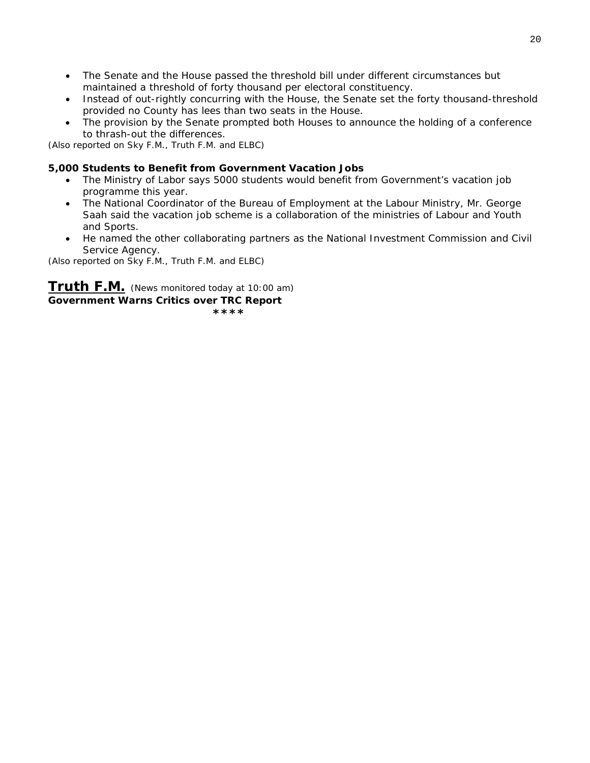- The Senate and the House passed the threshold bill under different circumstances but maintained a threshold of forty thousand per electoral constituency.
- Instead of out-rightly concurring with the House, the Senate set the forty thousand-threshold provided no County has lees than two seats in the House.
- The provision by the Senate prompted both Houses to announce the holding of a conference to thrash-out the differences.

*(Also reported on Sky F.M., Truth F.M. and ELBC)*

**5,000 Students to Benefit from Government Vacation Jobs**

- The Ministry of Labor says 5000 students would benefit from Government's vacation job programme this year.
- The National Coordinator of the Bureau of Employment at the Labour Ministry, Mr. George Saah said the vacation job scheme is a collaboration of the ministries of Labour and Youth and Sports.
- He named the other collaborating partners as the National Investment Commission and Civil Service Agency.

*(Also reported on Sky F.M., Truth F.M. and ELBC)*

## Truth F.M. *(News monitored today at 10:00 am)*

**Government Warns Critics over TRC Report**

****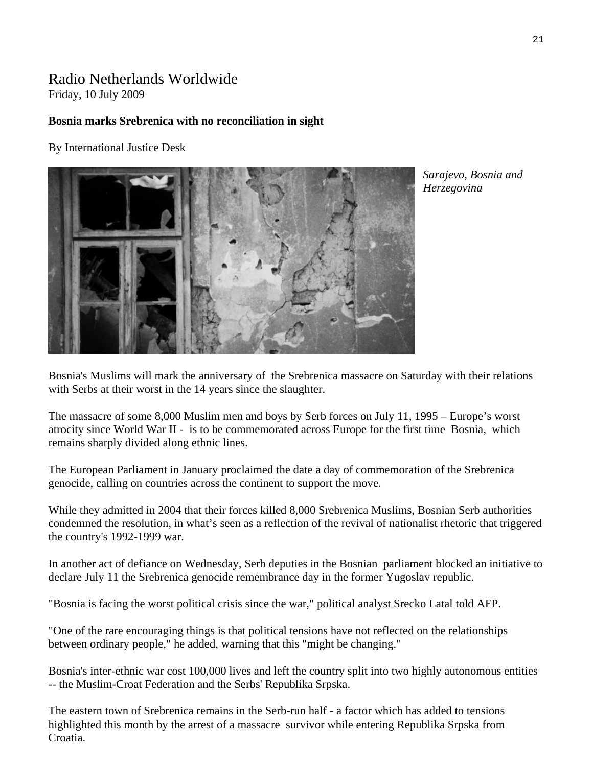Radio Netherlands Worldwide
Friday, 10 July 2009

**Bosnia marks Srebrenica with no reconciliation in sight**

By International Justice Desk

*Sarajevo, Bosnia and Herzegovina*

Bosnia's Muslims will mark the anniversary of the Srebrenica massacre on Saturday with their relations with Serbs at their worst in the 14 years since the slaughter.

The massacre of some 8,000 Muslim men and boys by Serb forces on July 11, 1995 – Europe's worst atrocity since World War II - is to be commemorated across Europe for the first time Bosnia, which remains sharply divided along ethnic lines.

The European Parliament in January proclaimed the date a day of commemoration of the Srebrenica genocide, calling on countries across the continent to support the move.

While they admitted in 2004 that their forces killed 8,000 Srebrenica Muslims, Bosnian Serb authorities condemned the resolution, in what's seen as a reflection of the revival of nationalist rhetoric that triggered the country's 1992-1999 war.

In another act of defiance on Wednesday, Serb deputies in the Bosnian parliament blocked an initiative to declare July 11 the Srebrenica genocide remembrance day in the former Yugoslav republic.

"Bosnia is facing the worst political crisis since the war," political analyst Srecko Latal told AFP.

"One of the rare encouraging things is that political tensions have not reflected on the relationships between ordinary people," he added, warning that this "might be changing."

Bosnia's inter-ethnic war cost 100,000 lives and left the country split into two highly autonomous entities -- the Muslim-Croat Federation and the Serbs' Republika Srpska.

The eastern town of Srebrenica remains in the Serb-run half - a factor which has added to tensions highlighted this month by the arrest of a massacre survivor while entering Republika Srpska from Croatia.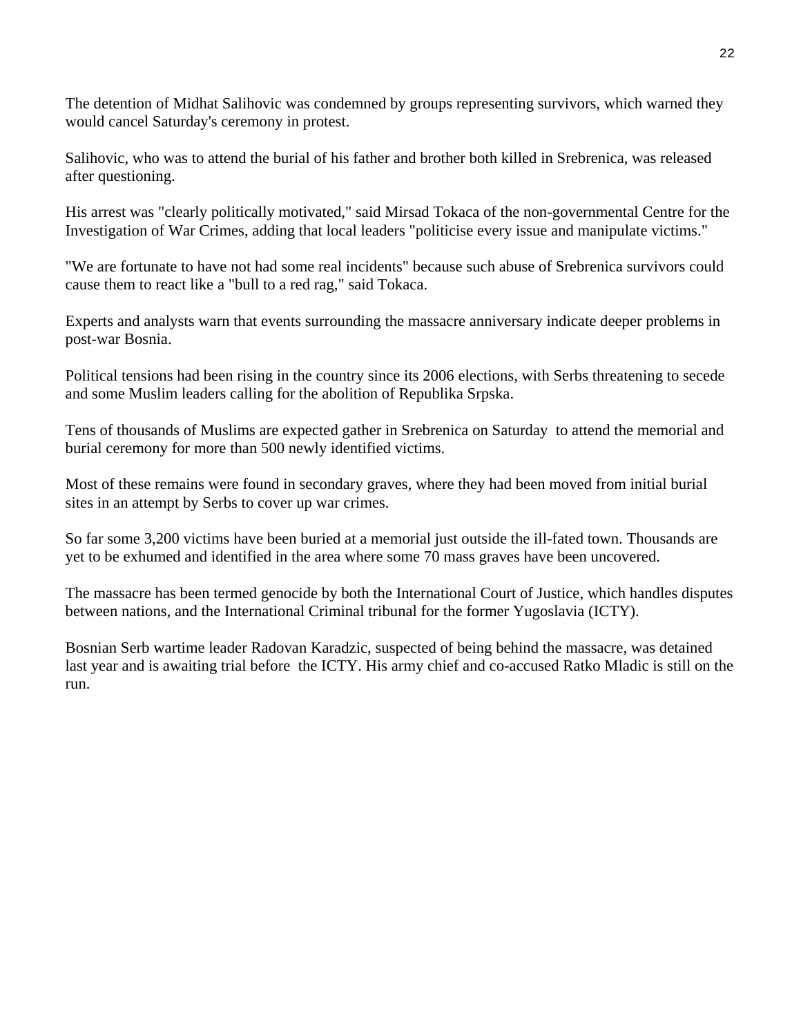The detention of Midhat Salihovic was condemned by groups representing survivors, which warned they would cancel Saturday's ceremony in protest.

Salihovic, who was to attend the burial of his father and brother both killed in Srebrenica, was released after questioning.

His arrest was "clearly politically motivated," said Mirsad Tokaca of the non-governmental Centre for the Investigation of War Crimes, adding that local leaders "politicise every issue and manipulate victims."

"We are fortunate to have not had some real incidents" because such abuse of Srebrenica survivors could cause them to react like a "bull to a red rag," said Tokaca.

Experts and analysts warn that events surrounding the massacre anniversary indicate deeper problems in post-war Bosnia.

Political tensions had been rising in the country since its 2006 elections, with Serbs threatening to secede and some Muslim leaders calling for the abolition of Republika Srpska.

Tens of thousands of Muslims are expected gather in Srebrenica on Saturday to attend the memorial and burial ceremony for more than 500 newly identified victims.

Most of these remains were found in secondary graves, where they had been moved from initial burial sites in an attempt by Serbs to cover up war crimes.

So far some 3,200 victims have been buried at a memorial just outside the ill-fated town. Thousands are yet to be exhumed and identified in the area where some 70 mass graves have been uncovered.

The massacre has been termed genocide by both the International Court of Justice, which handles disputes between nations, and the International Criminal tribunal for the former Yugoslavia (ICTY).

Bosnian Serb wartime leader Radovan Karadzic, suspected of being behind the massacre, was detained last year and is awaiting trial before the ICTY. His army chief and co-accused Ratko Mladic is still on the run.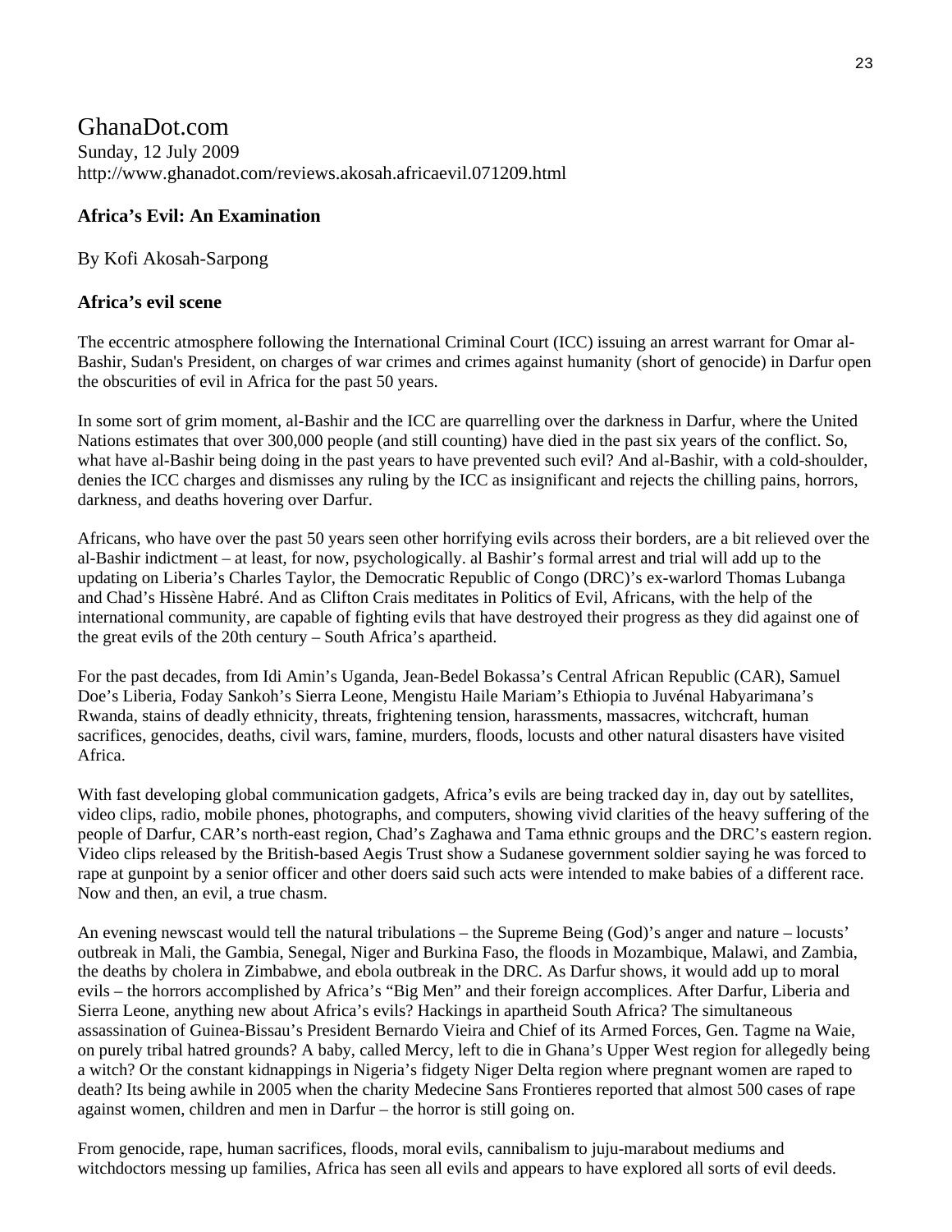GhanaDot.com
Sunday, 12 July 2009
http://www.ghanadot.com/reviews.akosah.africaevil.071209.html

## Africa's Evil: An Examination

By Kofi Akosah-Sarpong

### Africa's evil scene

The eccentric atmosphere following the International Criminal Court (ICC) issuing an arrest warrant for Omar al-Bashir, Sudan's President, on charges of war crimes and crimes against humanity (short of genocide) in Darfur open the obscurities of evil in Africa for the past 50 years.

In some sort of grim moment, al-Bashir and the ICC are quarrelling over the darkness in Darfur, where the United Nations estimates that over 300,000 people (and still counting) have died in the past six years of the conflict. So, what have al-Bashir being doing in the past years to have prevented such evil? And al-Bashir, with a cold-shoulder, denies the ICC charges and dismisses any ruling by the ICC as insignificant and rejects the chilling pains, horrors, darkness, and deaths hovering over Darfur.

Africans, who have over the past 50 years seen other horrifying evils across their borders, are a bit relieved over the al-Bashir indictment – at least, for now, psychologically. al Bashir's formal arrest and trial will add up to the updating on Liberia's Charles Taylor, the Democratic Republic of Congo (DRC)'s ex-warlord Thomas Lubanga and Chad's Hissène Habré. And as Clifton Crais meditates in Politics of Evil, Africans, with the help of the international community, are capable of fighting evils that have destroyed their progress as they did against one of the great evils of the 20th century – South Africa's apartheid.

For the past decades, from Idi Amin's Uganda, Jean-Bedel Bokassa's Central African Republic (CAR), Samuel Doe's Liberia, Foday Sankoh's Sierra Leone, Mengistu Haile Mariam's Ethiopia to Juvénal Habyarimana's Rwanda, stains of deadly ethnicity, threats, frightening tension, harassments, massacres, witchcraft, human sacrifices, genocides, deaths, civil wars, famine, murders, floods, locusts and other natural disasters have visited Africa.

With fast developing global communication gadgets, Africa's evils are being tracked day in, day out by satellites, video clips, radio, mobile phones, photographs, and computers, showing vivid clarities of the heavy suffering of the people of Darfur, CAR's north-east region, Chad's Zaghawa and Tama ethnic groups and the DRC's eastern region. Video clips released by the British-based Aegis Trust show a Sudanese government soldier saying he was forced to rape at gunpoint by a senior officer and other doers said such acts were intended to make babies of a different race. Now and then, an evil, a true chasm.

An evening newscast would tell the natural tribulations – the Supreme Being (God)'s anger and nature – locusts' outbreak in Mali, the Gambia, Senegal, Niger and Burkina Faso, the floods in Mozambique, Malawi, and Zambia, the deaths by cholera in Zimbabwe, and ebola outbreak in the DRC. As Darfur shows, it would add up to moral evils – the horrors accomplished by Africa's "Big Men" and their foreign accomplices. After Darfur, Liberia and Sierra Leone, anything new about Africa's evils? Hackings in apartheid South Africa? The simultaneous assassination of Guinea-Bissau's President Bernardo Vieira and Chief of its Armed Forces, Gen. Tagme na Waie, on purely tribal hatred grounds? A baby, called Mercy, left to die in Ghana's Upper West region for allegedly being a witch? Or the constant kidnappings in Nigeria's fidgety Niger Delta region where pregnant women are raped to death? Its being awhile in 2005 when the charity Medecine Sans Frontieres reported that almost 500 cases of rape against women, children and men in Darfur – the horror is still going on.

From genocide, rape, human sacrifices, floods, moral evils, cannibalism to juju-marabout mediums and witchdoctors messing up families, Africa has seen all evils and appears to have explored all sorts of evil deeds.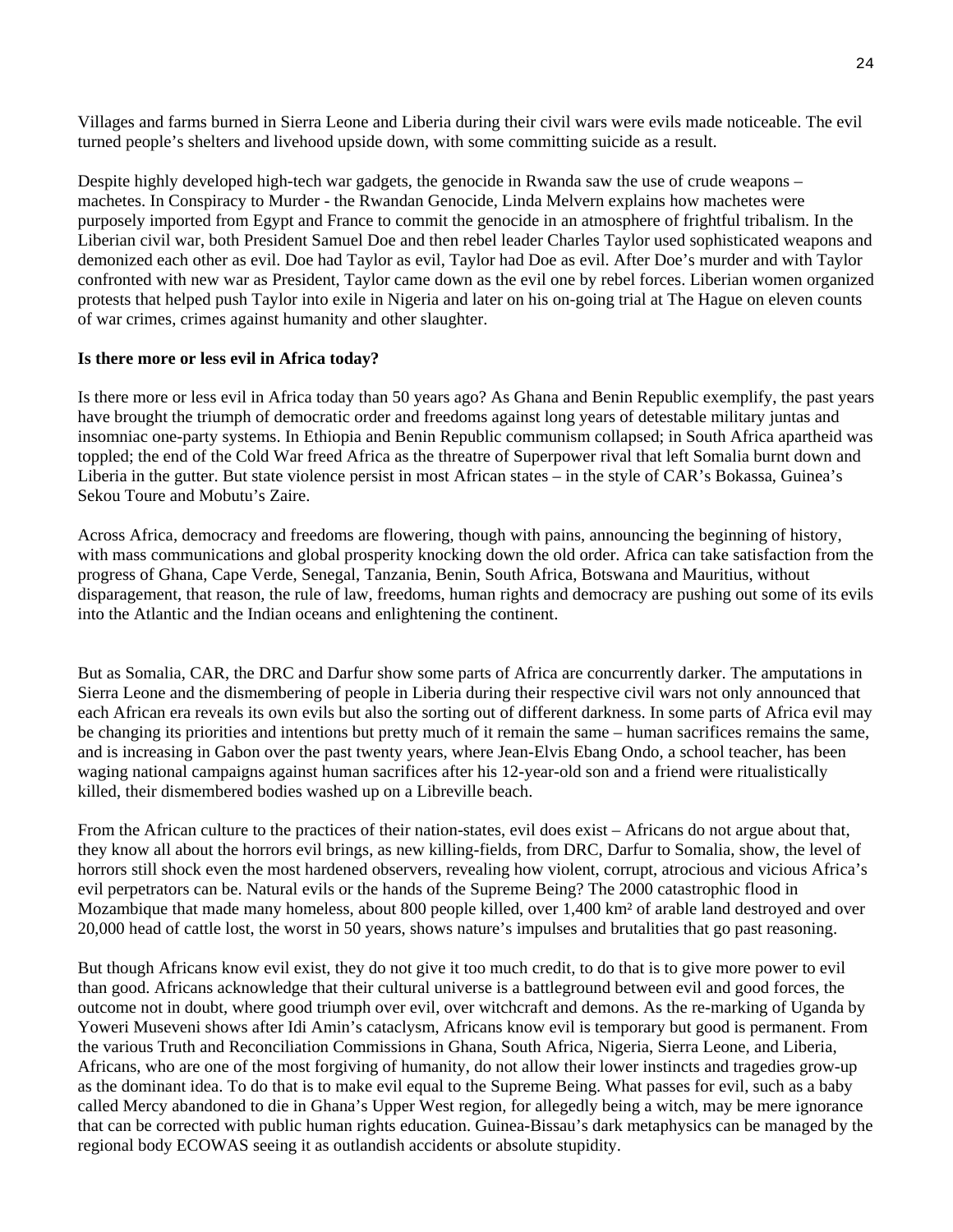Villages and farms burned in Sierra Leone and Liberia during their civil wars were evils made noticeable. The evil turned people's shelters and livehood upside down, with some committing suicide as a result.

Despite highly developed high-tech war gadgets, the genocide in Rwanda saw the use of crude weapons – machetes. In Conspiracy to Murder - the Rwandan Genocide, Linda Melvern explains how machetes were purposely imported from Egypt and France to commit the genocide in an atmosphere of frightful tribalism. In the Liberian civil war, both President Samuel Doe and then rebel leader Charles Taylor used sophisticated weapons and demonized each other as evil. Doe had Taylor as evil, Taylor had Doe as evil. After Doe's murder and with Taylor confronted with new war as President, Taylor came down as the evil one by rebel forces. Liberian women organized protests that helped push Taylor into exile in Nigeria and later on his on-going trial at The Hague on eleven counts of war crimes, crimes against humanity and other slaughter.

**Is there more or less evil in Africa today?**

Is there more or less evil in Africa today than 50 years ago? As Ghana and Benin Republic exemplify, the past years have brought the triumph of democratic order and freedoms against long years of detestable military juntas and insomniac one-party systems. In Ethiopia and Benin Republic communism collapsed; in South Africa apartheid was toppled; the end of the Cold War freed Africa as the threatre of Superpower rival that left Somalia burnt down and Liberia in the gutter. But state violence persist in most African states – in the style of CAR's Bokassa, Guinea's Sekou Toure and Mobutu's Zaire.

Across Africa, democracy and freedoms are flowering, though with pains, announcing the beginning of history, with mass communications and global prosperity knocking down the old order. Africa can take satisfaction from the progress of Ghana, Cape Verde, Senegal, Tanzania, Benin, South Africa, Botswana and Mauritius, without disparagement, that reason, the rule of law, freedoms, human rights and democracy are pushing out some of its evils into the Atlantic and the Indian oceans and enlightening the continent.

But as Somalia, CAR, the DRC and Darfur show some parts of Africa are concurrently darker. The amputations in Sierra Leone and the dismembering of people in Liberia during their respective civil wars not only announced that each African era reveals its own evils but also the sorting out of different darkness. In some parts of Africa evil may be changing its priorities and intentions but pretty much of it remain the same – human sacrifices remains the same, and is increasing in Gabon over the past twenty years, where Jean-Elvis Ebang Ondo, a school teacher, has been waging national campaigns against human sacrifices after his 12-year-old son and a friend were ritualistically killed, their dismembered bodies washed up on a Libreville beach.

From the African culture to the practices of their nation-states, evil does exist – Africans do not argue about that, they know all about the horrors evil brings, as new killing-fields, from DRC, Darfur to Somalia, show, the level of horrors still shock even the most hardened observers, revealing how violent, corrupt, atrocious and vicious Africa's evil perpetrators can be. Natural evils or the hands of the Supreme Being? The 2000 catastrophic flood in Mozambique that made many homeless, about 800 people killed, over 1,400 km² of arable land destroyed and over 20,000 head of cattle lost, the worst in 50 years, shows nature's impulses and brutalities that go past reasoning.

But though Africans know evil exist, they do not give it too much credit, to do that is to give more power to evil than good. Africans acknowledge that their cultural universe is a battleground between evil and good forces, the outcome not in doubt, where good triumph over evil, over witchcraft and demons. As the re-marking of Uganda by Yoweri Museveni shows after Idi Amin's cataclysm, Africans know evil is temporary but good is permanent. From the various Truth and Reconciliation Commissions in Ghana, South Africa, Nigeria, Sierra Leone, and Liberia, Africans, who are one of the most forgiving of humanity, do not allow their lower instincts and tragedies grow-up as the dominant idea. To do that is to make evil equal to the Supreme Being. What passes for evil, such as a baby called Mercy abandoned to die in Ghana's Upper West region, for allegedly being a witch, may be mere ignorance that can be corrected with public human rights education. Guinea-Bissau's dark metaphysics can be managed by the regional body ECOWAS seeing it as outlandish accidents or absolute stupidity.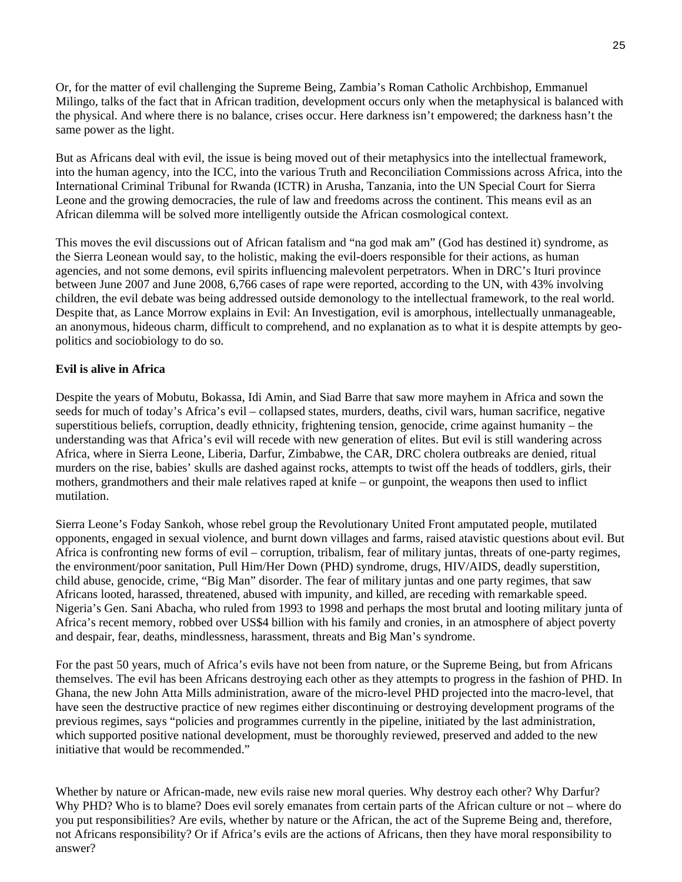Or, for the matter of evil challenging the Supreme Being, Zambia's Roman Catholic Archbishop, Emmanuel Milingo, talks of the fact that in African tradition, development occurs only when the metaphysical is balanced with the physical. And where there is no balance, crises occur. Here darkness isn't empowered; the darkness hasn't the same power as the light.

But as Africans deal with evil, the issue is being moved out of their metaphysics into the intellectual framework, into the human agency, into the ICC, into the various Truth and Reconciliation Commissions across Africa, into the International Criminal Tribunal for Rwanda (ICTR) in Arusha, Tanzania, into the UN Special Court for Sierra Leone and the growing democracies, the rule of law and freedoms across the continent. This means evil as an African dilemma will be solved more intelligently outside the African cosmological context.

This moves the evil discussions out of African fatalism and "na god mak am" (God has destined it) syndrome, as the Sierra Leonean would say, to the holistic, making the evil-doers responsible for their actions, as human agencies, and not some demons, evil spirits influencing malevolent perpetrators. When in DRC's Ituri province between June 2007 and June 2008, 6,766 cases of rape were reported, according to the UN, with 43% involving children, the evil debate was being addressed outside demonology to the intellectual framework, to the real world. Despite that, as Lance Morrow explains in Evil: An Investigation, evil is amorphous, intellectually unmanageable, an anonymous, hideous charm, difficult to comprehend, and no explanation as to what it is despite attempts by geo-politics and sociobiology to do so.

**Evil is alive in Africa**

Despite the years of Mobutu, Bokassa, Idi Amin, and Siad Barre that saw more mayhem in Africa and sown the seeds for much of today's Africa's evil – collapsed states, murders, deaths, civil wars, human sacrifice, negative superstitious beliefs, corruption, deadly ethnicity, frightening tension, genocide, crime against humanity – the understanding was that Africa's evil will recede with new generation of elites. But evil is still wandering across Africa, where in Sierra Leone, Liberia, Darfur, Zimbabwe, the CAR, DRC cholera outbreaks are denied, ritual murders on the rise, babies' skulls are dashed against rocks, attempts to twist off the heads of toddlers, girls, their mothers, grandmothers and their male relatives raped at knife – or gunpoint, the weapons then used to inflict mutilation.

Sierra Leone's Foday Sankoh, whose rebel group the Revolutionary United Front amputated people, mutilated opponents, engaged in sexual violence, and burnt down villages and farms, raised atavistic questions about evil. But Africa is confronting new forms of evil – corruption, tribalism, fear of military juntas, threats of one-party regimes, the environment/poor sanitation, Pull Him/Her Down (PHD) syndrome, drugs, HIV/AIDS, deadly superstition, child abuse, genocide, crime, "Big Man" disorder. The fear of military juntas and one party regimes, that saw Africans looted, harassed, threatened, abused with impunity, and killed, are receding with remarkable speed. Nigeria's Gen. Sani Abacha, who ruled from 1993 to 1998 and perhaps the most brutal and looting military junta of Africa's recent memory, robbed over US$4 billion with his family and cronies, in an atmosphere of abject poverty and despair, fear, deaths, mindlessness, harassment, threats and Big Man's syndrome.

For the past 50 years, much of Africa's evils have not been from nature, or the Supreme Being, but from Africans themselves. The evil has been Africans destroying each other as they attempts to progress in the fashion of PHD. In Ghana, the new John Atta Mills administration, aware of the micro-level PHD projected into the macro-level, that have seen the destructive practice of new regimes either discontinuing or destroying development programs of the previous regimes, says "policies and programmes currently in the pipeline, initiated by the last administration, which supported positive national development, must be thoroughly reviewed, preserved and added to the new initiative that would be recommended."

Whether by nature or African-made, new evils raise new moral queries. Why destroy each other? Why Darfur? Why PHD? Who is to blame? Does evil sorely emanates from certain parts of the African culture or not – where do you put responsibilities? Are evils, whether by nature or the African, the act of the Supreme Being and, therefore, not Africans responsibility? Or if Africa's evils are the actions of Africans, then they have moral responsibility to answer?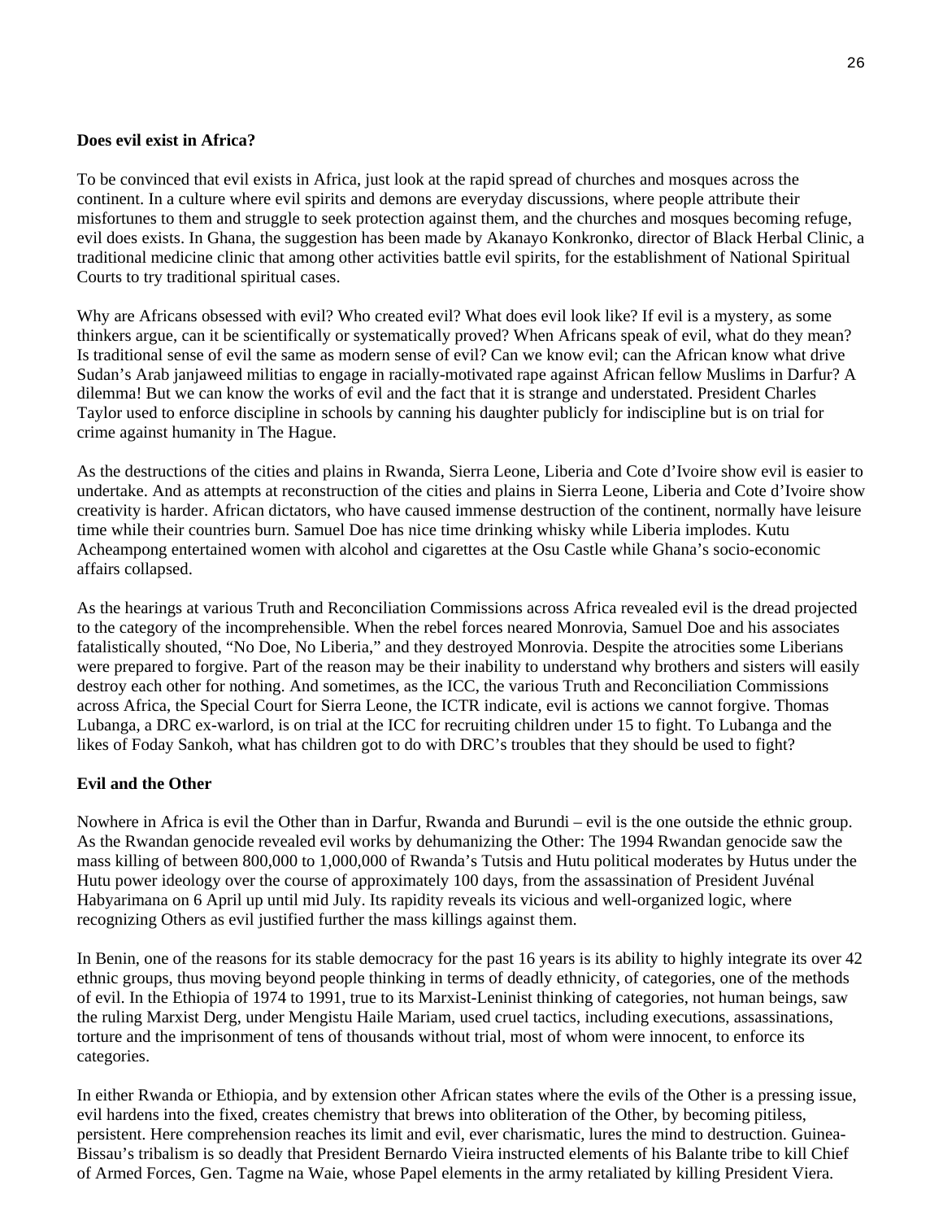**Does evil exist in Africa?**

To be convinced that evil exists in Africa, just look at the rapid spread of churches and mosques across the continent. In a culture where evil spirits and demons are everyday discussions, where people attribute their misfortunes to them and struggle to seek protection against them, and the churches and mosques becoming refuge, evil does exists. In Ghana, the suggestion has been made by Akanayo Konkronko, director of Black Herbal Clinic, a traditional medicine clinic that among other activities battle evil spirits, for the establishment of National Spiritual Courts to try traditional spiritual cases.

Why are Africans obsessed with evil? Who created evil? What does evil look like? If evil is a mystery, as some thinkers argue, can it be scientifically or systematically proved? When Africans speak of evil, what do they mean? Is traditional sense of evil the same as modern sense of evil? Can we know evil; can the African know what drive Sudan's Arab janjaweed militias to engage in racially-motivated rape against African fellow Muslims in Darfur? A dilemma! But we can know the works of evil and the fact that it is strange and understated. President Charles Taylor used to enforce discipline in schools by canning his daughter publicly for indiscipline but is on trial for crime against humanity in The Hague.

As the destructions of the cities and plains in Rwanda, Sierra Leone, Liberia and Cote d'Ivoire show evil is easier to undertake. And as attempts at reconstruction of the cities and plains in Sierra Leone, Liberia and Cote d'Ivoire show creativity is harder. African dictators, who have caused immense destruction of the continent, normally have leisure time while their countries burn. Samuel Doe has nice time drinking whisky while Liberia implodes. Kutu Acheampong entertained women with alcohol and cigarettes at the Osu Castle while Ghana's socio-economic affairs collapsed.

As the hearings at various Truth and Reconciliation Commissions across Africa revealed evil is the dread projected to the category of the incomprehensible. When the rebel forces neared Monrovia, Samuel Doe and his associates fatalistically shouted, "No Doe, No Liberia," and they destroyed Monrovia. Despite the atrocities some Liberians were prepared to forgive. Part of the reason may be their inability to understand why brothers and sisters will easily destroy each other for nothing. And sometimes, as the ICC, the various Truth and Reconciliation Commissions across Africa, the Special Court for Sierra Leone, the ICTR indicate, evil is actions we cannot forgive. Thomas Lubanga, a DRC ex-warlord, is on trial at the ICC for recruiting children under 15 to fight. To Lubanga and the likes of Foday Sankoh, what has children got to do with DRC's troubles that they should be used to fight?

**Evil and the Other**

Nowhere in Africa is evil the Other than in Darfur, Rwanda and Burundi – evil is the one outside the ethnic group. As the Rwandan genocide revealed evil works by dehumanizing the Other: The 1994 Rwandan genocide saw the mass killing of between 800,000 to 1,000,000 of Rwanda's Tutsis and Hutu political moderates by Hutus under the Hutu power ideology over the course of approximately 100 days, from the assassination of President Juvénal Habyarimana on 6 April up until mid July. Its rapidity reveals its vicious and well-organized logic, where recognizing Others as evil justified further the mass killings against them.

In Benin, one of the reasons for its stable democracy for the past 16 years is its ability to highly integrate its over 42 ethnic groups, thus moving beyond people thinking in terms of deadly ethnicity, of categories, one of the methods of evil. In the Ethiopia of 1974 to 1991, true to its Marxist-Leninist thinking of categories, not human beings, saw the ruling Marxist Derg, under Mengistu Haile Mariam, used cruel tactics, including executions, assassinations, torture and the imprisonment of tens of thousands without trial, most of whom were innocent, to enforce its categories.

In either Rwanda or Ethiopia, and by extension other African states where the evils of the Other is a pressing issue, evil hardens into the fixed, creates chemistry that brews into obliteration of the Other, by becoming pitiless, persistent. Here comprehension reaches its limit and evil, ever charismatic, lures the mind to destruction. Guinea-Bissau's tribalism is so deadly that President Bernardo Vieira instructed elements of his Balante tribe to kill Chief of Armed Forces, Gen. Tagme na Waie, whose Papel elements in the army retaliated by killing President Viera.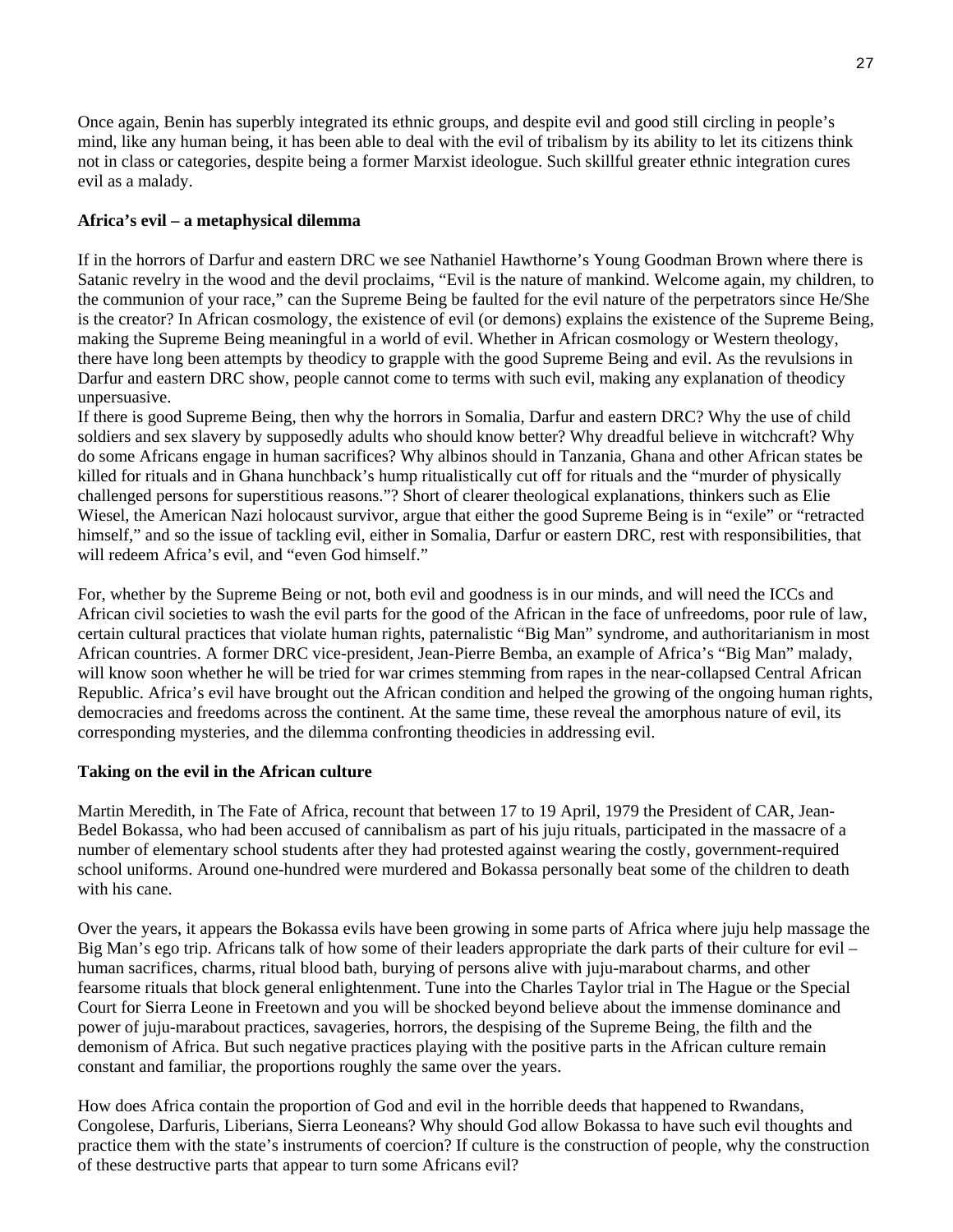Once again, Benin has superbly integrated its ethnic groups, and despite evil and good still circling in people's mind, like any human being, it has been able to deal with the evil of tribalism by its ability to let its citizens think not in class or categories, despite being a former Marxist ideologue. Such skillful greater ethnic integration cures evil as a malady.

**Africa's evil – a metaphysical dilemma**

If in the horrors of Darfur and eastern DRC we see Nathaniel Hawthorne's Young Goodman Brown where there is Satanic revelry in the wood and the devil proclaims, "Evil is the nature of mankind. Welcome again, my children, to the communion of your race," can the Supreme Being be faulted for the evil nature of the perpetrators since He/She is the creator? In African cosmology, the existence of evil (or demons) explains the existence of the Supreme Being, making the Supreme Being meaningful in a world of evil. Whether in African cosmology or Western theology, there have long been attempts by theodicy to grapple with the good Supreme Being and evil. As the revulsions in Darfur and eastern DRC show, people cannot come to terms with such evil, making any explanation of theodicy unpersuasive.
If there is good Supreme Being, then why the horrors in Somalia, Darfur and eastern DRC? Why the use of child soldiers and sex slavery by supposedly adults who should know better? Why dreadful believe in witchcraft? Why do some Africans engage in human sacrifices? Why albinos should in Tanzania, Ghana and other African states be killed for rituals and in Ghana hunchback's hump ritualistically cut off for rituals and the "murder of physically challenged persons for superstitious reasons."? Short of clearer theological explanations, thinkers such as Elie Wiesel, the American Nazi holocaust survivor, argue that either the good Supreme Being is in "exile" or "retracted himself," and so the issue of tackling evil, either in Somalia, Darfur or eastern DRC, rest with responsibilities, that will redeem Africa's evil, and "even God himself."

For, whether by the Supreme Being or not, both evil and goodness is in our minds, and will need the ICCs and African civil societies to wash the evil parts for the good of the African in the face of unfreedoms, poor rule of law, certain cultural practices that violate human rights, paternalistic "Big Man" syndrome, and authoritarianism in most African countries. A former DRC vice-president, Jean-Pierre Bemba, an example of Africa's "Big Man" malady, will know soon whether he will be tried for war crimes stemming from rapes in the near-collapsed Central African Republic. Africa's evil have brought out the African condition and helped the growing of the ongoing human rights, democracies and freedoms across the continent. At the same time, these reveal the amorphous nature of evil, its corresponding mysteries, and the dilemma confronting theodicies in addressing evil.

**Taking on the evil in the African culture**

Martin Meredith, in The Fate of Africa, recount that between 17 to 19 April, 1979 the President of CAR, Jean-Bedel Bokassa, who had been accused of cannibalism as part of his juju rituals, participated in the massacre of a number of elementary school students after they had protested against wearing the costly, government-required school uniforms. Around one-hundred were murdered and Bokassa personally beat some of the children to death with his cane.

Over the years, it appears the Bokassa evils have been growing in some parts of Africa where juju help massage the Big Man's ego trip. Africans talk of how some of their leaders appropriate the dark parts of their culture for evil – human sacrifices, charms, ritual blood bath, burying of persons alive with juju-marabout charms, and other fearsome rituals that block general enlightenment. Tune into the Charles Taylor trial in The Hague or the Special Court for Sierra Leone in Freetown and you will be shocked beyond believe about the immense dominance and power of juju-marabout practices, savageries, horrors, the despising of the Supreme Being, the filth and the demonism of Africa. But such negative practices playing with the positive parts in the African culture remain constant and familiar, the proportions roughly the same over the years.

How does Africa contain the proportion of God and evil in the horrible deeds that happened to Rwandans, Congolese, Darfuris, Liberians, Sierra Leoneans? Why should God allow Bokassa to have such evil thoughts and practice them with the state's instruments of coercion? If culture is the construction of people, why the construction of these destructive parts that appear to turn some Africans evil?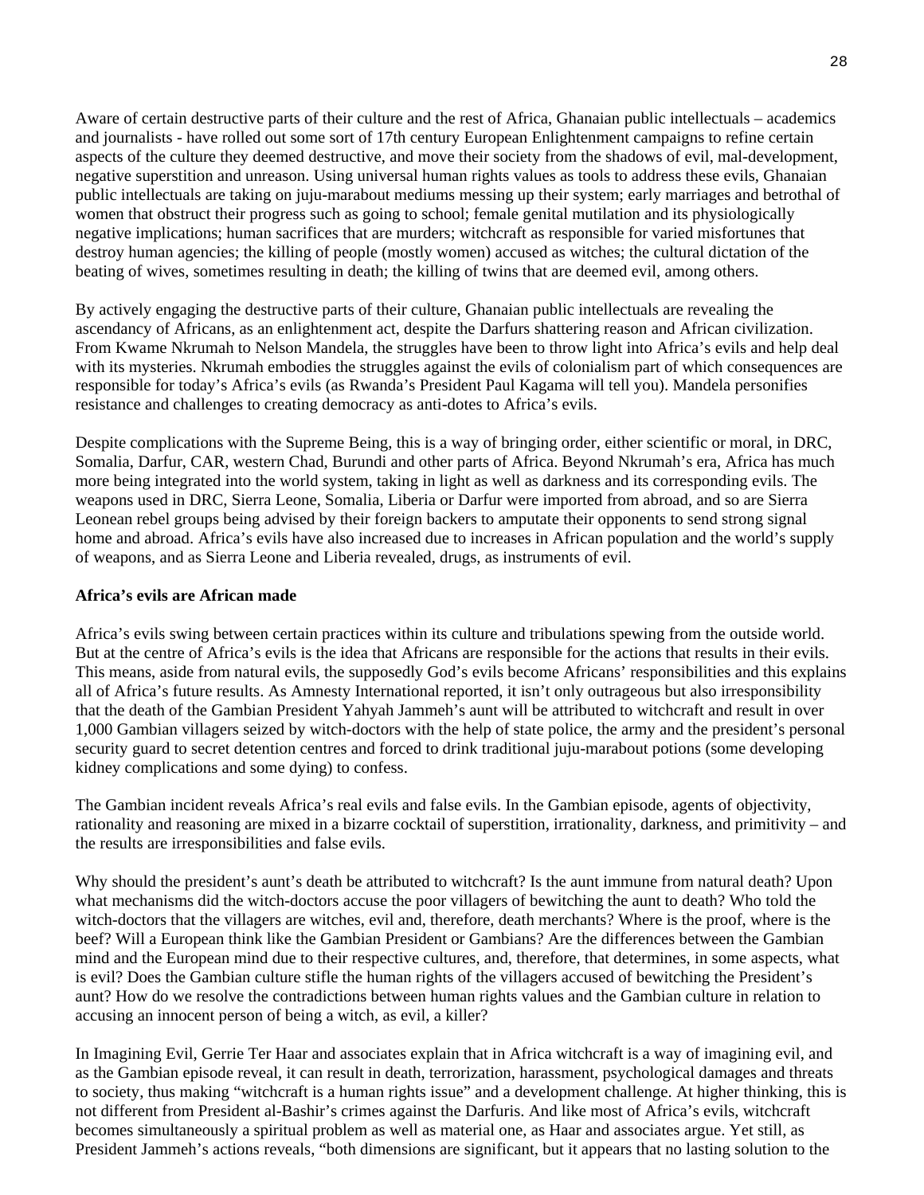Aware of certain destructive parts of their culture and the rest of Africa, Ghanaian public intellectuals – academics and journalists - have rolled out some sort of 17th century European Enlightenment campaigns to refine certain aspects of the culture they deemed destructive, and move their society from the shadows of evil, mal-development, negative superstition and unreason. Using universal human rights values as tools to address these evils, Ghanaian public intellectuals are taking on juju-marabout mediums messing up their system; early marriages and betrothal of women that obstruct their progress such as going to school; female genital mutilation and its physiologically negative implications; human sacrifices that are murders; witchcraft as responsible for varied misfortunes that destroy human agencies; the killing of people (mostly women) accused as witches; the cultural dictation of the beating of wives, sometimes resulting in death; the killing of twins that are deemed evil, among others.

By actively engaging the destructive parts of their culture, Ghanaian public intellectuals are revealing the ascendancy of Africans, as an enlightenment act, despite the Darfurs shattering reason and African civilization. From Kwame Nkrumah to Nelson Mandela, the struggles have been to throw light into Africa's evils and help deal with its mysteries. Nkrumah embodies the struggles against the evils of colonialism part of which consequences are responsible for today's Africa's evils (as Rwanda's President Paul Kagama will tell you). Mandela personifies resistance and challenges to creating democracy as anti-dotes to Africa's evils.

Despite complications with the Supreme Being, this is a way of bringing order, either scientific or moral, in DRC, Somalia, Darfur, CAR, western Chad, Burundi and other parts of Africa. Beyond Nkrumah's era, Africa has much more being integrated into the world system, taking in light as well as darkness and its corresponding evils. The weapons used in DRC, Sierra Leone, Somalia, Liberia or Darfur were imported from abroad, and so are Sierra Leonean rebel groups being advised by their foreign backers to amputate their opponents to send strong signal home and abroad. Africa's evils have also increased due to increases in African population and the world's supply of weapons, and as Sierra Leone and Liberia revealed, drugs, as instruments of evil.

**Africa's evils are African made**

Africa's evils swing between certain practices within its culture and tribulations spewing from the outside world. But at the centre of Africa's evils is the idea that Africans are responsible for the actions that results in their evils. This means, aside from natural evils, the supposedly God's evils become Africans' responsibilities and this explains all of Africa's future results. As Amnesty International reported, it isn't only outrageous but also irresponsibility that the death of the Gambian President Yahyah Jammeh's aunt will be attributed to witchcraft and result in over 1,000 Gambian villagers seized by witch-doctors with the help of state police, the army and the president's personal security guard to secret detention centres and forced to drink traditional juju-marabout potions (some developing kidney complications and some dying) to confess.

The Gambian incident reveals Africa's real evils and false evils. In the Gambian episode, agents of objectivity, rationality and reasoning are mixed in a bizarre cocktail of superstition, irrationality, darkness, and primitivity – and the results are irresponsibilities and false evils.

Why should the president's aunt's death be attributed to witchcraft? Is the aunt immune from natural death? Upon what mechanisms did the witch-doctors accuse the poor villagers of bewitching the aunt to death? Who told the witch-doctors that the villagers are witches, evil and, therefore, death merchants? Where is the proof, where is the beef? Will a European think like the Gambian President or Gambians? Are the differences between the Gambian mind and the European mind due to their respective cultures, and, therefore, that determines, in some aspects, what is evil? Does the Gambian culture stifle the human rights of the villagers accused of bewitching the President's aunt? How do we resolve the contradictions between human rights values and the Gambian culture in relation to accusing an innocent person of being a witch, as evil, a killer?

In Imagining Evil, Gerrie Ter Haar and associates explain that in Africa witchcraft is a way of imagining evil, and as the Gambian episode reveal, it can result in death, terrorization, harassment, psychological damages and threats to society, thus making "witchcraft is a human rights issue" and a development challenge. At higher thinking, this is not different from President al-Bashir's crimes against the Darfuris. And like most of Africa's evils, witchcraft becomes simultaneously a spiritual problem as well as material one, as Haar and associates argue. Yet still, as President Jammeh's actions reveals, "both dimensions are significant, but it appears that no lasting solution to the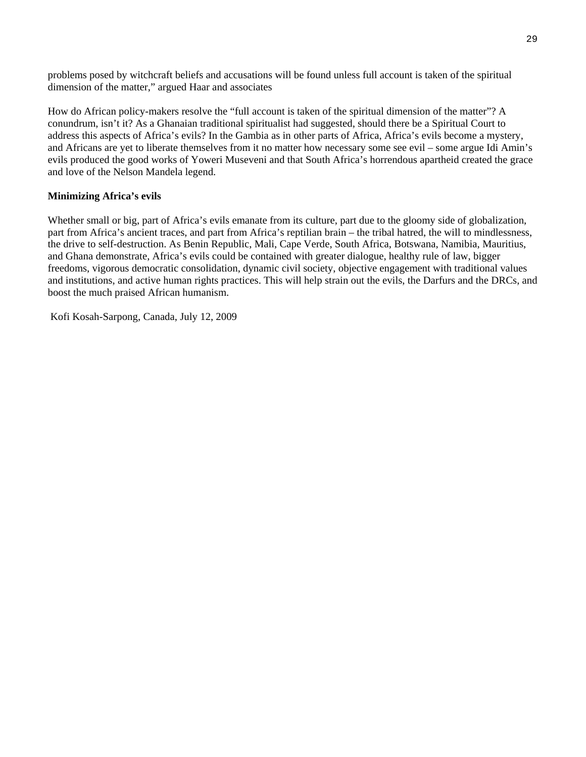problems posed by witchcraft beliefs and accusations will be found unless full account is taken of the spiritual dimension of the matter," argued Haar and associates

How do African policy-makers resolve the "full account is taken of the spiritual dimension of the matter"? A conundrum, isn't it? As a Ghanaian traditional spiritualist had suggested, should there be a Spiritual Court to address this aspects of Africa's evils? In the Gambia as in other parts of Africa, Africa's evils become a mystery, and Africans are yet to liberate themselves from it no matter how necessary some see evil – some argue Idi Amin's evils produced the good works of Yoweri Museveni and that South Africa's horrendous apartheid created the grace and love of the Nelson Mandela legend.

**Minimizing Africa's evils**

Whether small or big, part of Africa's evils emanate from its culture, part due to the gloomy side of globalization, part from Africa's ancient traces, and part from Africa's reptilian brain – the tribal hatred, the will to mindlessness, the drive to self-destruction. As Benin Republic, Mali, Cape Verde, South Africa, Botswana, Namibia, Mauritius, and Ghana demonstrate, Africa's evils could be contained with greater dialogue, healthy rule of law, bigger freedoms, vigorous democratic consolidation, dynamic civil society, objective engagement with traditional values and institutions, and active human rights practices. This will help strain out the evils, the Darfurs and the DRCs, and boost the much praised African humanism.

Kofi Kosah-Sarpong, Canada, July 12, 2009